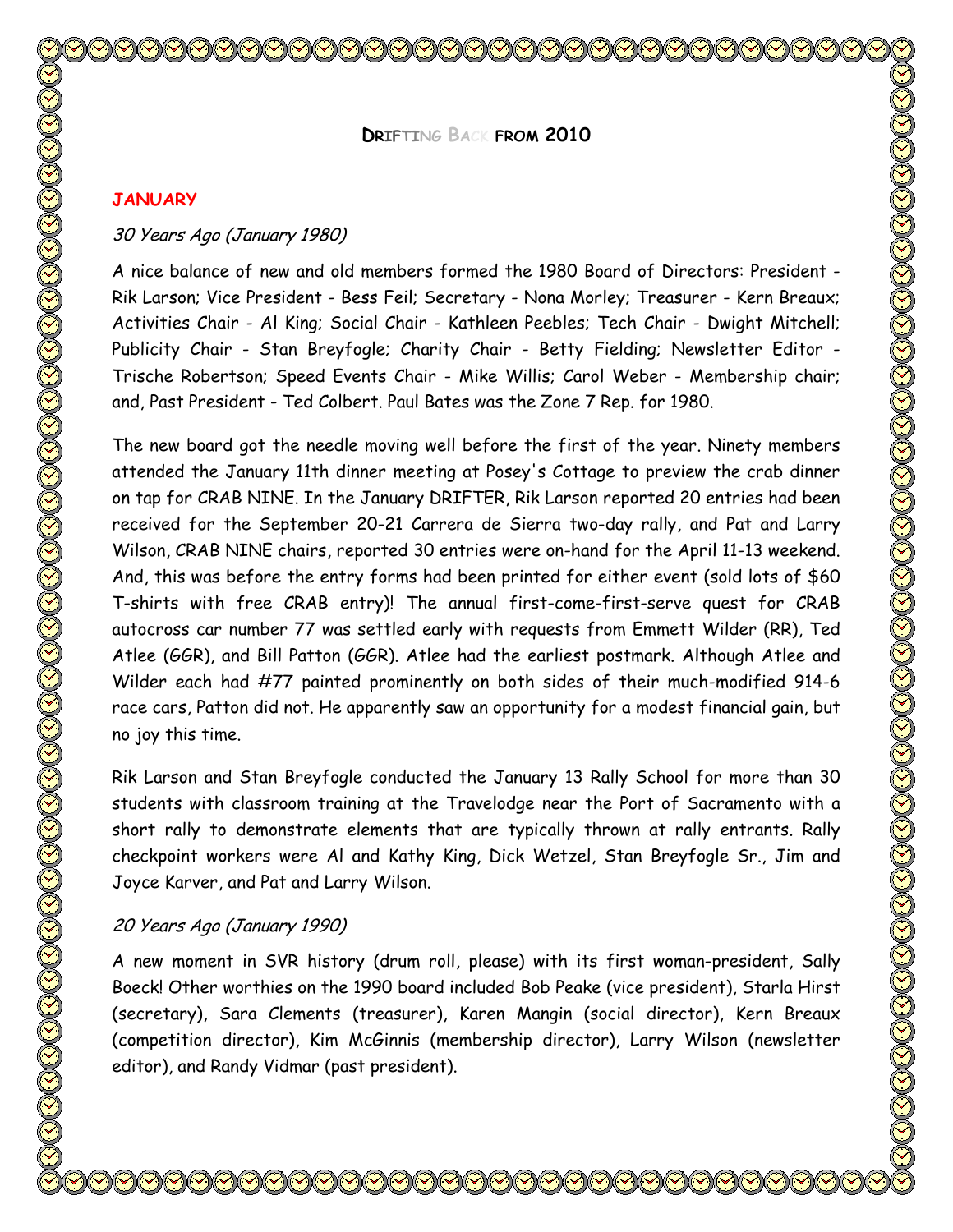# DRIFTING BACK FROM 2010

## JANUARY

### *30 Years Ago (January 1980)*

A nice balance of new and old members formed the 1980 Board of Directors: President - Rik Larson; Vice President - Bess Feil; Secretary - Nona Morley; Treasurer - Kern Breaux; Activities Chair - Al King; Social Chair - Kathleen Peebles; Tech Chair - Dwight Mitchell; Publicity Chair - Stan Breyfogle; Charity Chair - Betty Fielding; Newsletter Editor - Trische Robertson; Speed Events Chair - Mike Willis; Carol Weber - Membership chair; and, Past President - Ted Colbert. Paul Bates was the Zone 7 Rep. for 1980.

The new board got the needle moving well before the first of the year. Ninety members attended the January 11th dinner meeting at Posey's Cottage to preview the crab dinner on tap for CRAB NINE. In the January DRIFTER, Rik Larson reported 20 entries had been received for the September 20-21 Carrera de Sierra two-day rally, and Pat and Larry Wilson, CRAB NINE chairs, reported 30 entries were on-hand for the April 11-13 weekend. And, this was before the entry forms had been printed for either event (sold lots of $60 T-shirts with free CRAB entry)! The annual first-come-first-serve quest for CRAB autocross car number 77 was settled early with requests from Emmett Wilder (RR), Ted Atlee (GGR), and Bill Patton (GGR). Atlee had the earliest postmark. Although Atlee and Wilder each had #77 painted prominently on both sides of their much-modified 914-6 race cars, Patton did not. He apparently saw an opportunity for a modest financial gain, but no joy this time.

Rik Larson and Stan Breyfogle conducted the January 13 Rally School for more than 30 students with classroom training at the Travelodge near the Port of Sacramento with a short rally to demonstrate elements that are typically thrown at rally entrants. Rally checkpoint workers were Al and Kathy King, Dick Wetzel, Stan Breyfogle Sr., Jim and Joyce Karver, and Pat and Larry Wilson.

### *20 Years Ago (January 1990)*

A new moment in SVR history (drum roll, please) with its first woman-president, Sally Boeck! Other worthies on the 1990 board included Bob Peake (vice president), Starla Hirst (secretary), Sara Clements (treasurer), Karen Mangin (social director), Kern Breaux (competition director), Kim McGinnis (membership director), Larry Wilson (newsletter editor), and Randy Vidmar (past president).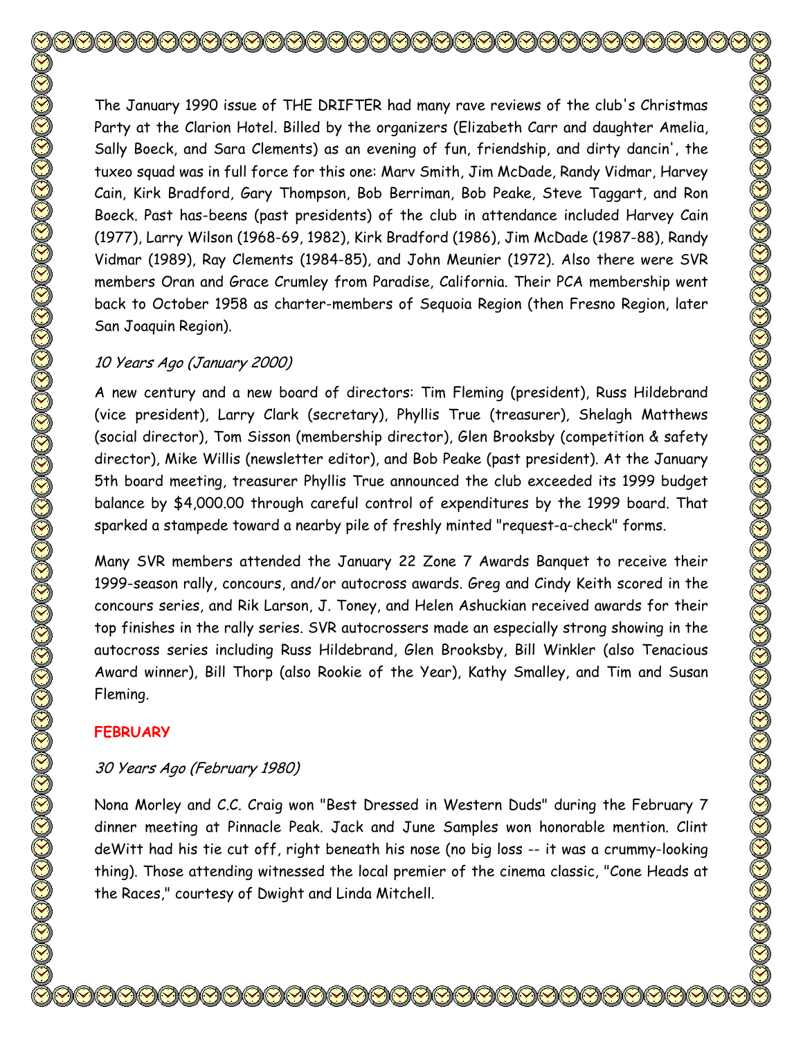The January 1990 issue of THE DRIFTER had many rave reviews of the club's Christmas Party at the Clarion Hotel. Billed by the organizers (Elizabeth Carr and daughter Amelia, Sally Boeck, and Sara Clements) as an evening of fun, friendship, and dirty dancin', the tuxeo squad was in full force for this one: Marv Smith, Jim McDade, Randy Vidmar, Harvey Cain, Kirk Bradford, Gary Thompson, Bob Berriman, Bob Peake, Steve Taggart, and Ron Boeck. Past has-beens (past presidents) of the club in attendance included Harvey Cain (1977), Larry Wilson (1968-69, 1982), Kirk Bradford (1986), Jim McDade (1987-88), Randy Vidmar (1989), Ray Clements (1984-85), and John Meunier (1972). Also there were SVR members Oran and Grace Crumley from Paradise, California. Their PCA membership went back to October 1958 as charter-members of Sequoia Region (then Fresno Region, later San Joaquin Region).

*10 Years Ago (January 2000)*

A new century and a new board of directors: Tim Fleming (president), Russ Hildebrand (vice president), Larry Clark (secretary), Phyllis True (treasurer), Shelagh Matthews (social director), Tom Sisson (membership director), Glen Brooksby (competition & safety director), Mike Willis (newsletter editor), and Bob Peake (past president). At the January 5th board meeting, treasurer Phyllis True announced the club exceeded its 1999 budget balance by $4,000.00 through careful control of expenditures by the 1999 board. That sparked a stampede toward a nearby pile of freshly minted "request-a-check" forms.

Many SVR members attended the January 22 Zone 7 Awards Banquet to receive their 1999-season rally, concours, and/or autocross awards. Greg and Cindy Keith scored in the concours series, and Rik Larson, J. Toney, and Helen Ashuckian received awards for their top finishes in the rally series. SVR autocrossers made an especially strong showing in the autocross series including Russ Hildebrand, Glen Brooksby, Bill Winkler (also Tenacious Award winner), Bill Thorp (also Rookie of the Year), Kathy Smalley, and Tim and Susan Fleming.

**FEBRUARY**

*30 Years Ago (February 1980)*

Nona Morley and C.C. Craig won "Best Dressed in Western Duds" during the February 7 dinner meeting at Pinnacle Peak. Jack and June Samples won honorable mention. Clint deWitt had his tie cut off, right beneath his nose (no big loss -- it was a crummy-looking thing). Those attending witnessed the local premier of the cinema classic, "Cone Heads at the Races," courtesy of Dwight and Linda Mitchell.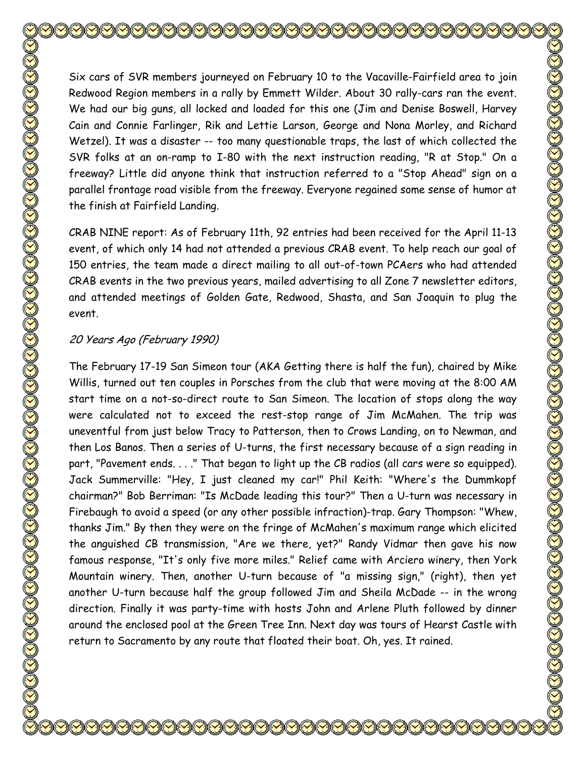Six cars of SVR members journeyed on February 10 to the Vacaville-Fairfield area to join Redwood Region members in a rally by Emmett Wilder. About 30 rally-cars ran the event. We had our big guns, all locked and loaded for this one (Jim and Denise Boswell, Harvey Cain and Connie Farlinger, Rik and Lettie Larson, George and Nona Morley, and Richard Wetzel). It was a disaster -- too many questionable traps, the last of which collected the SVR folks at an on-ramp to I-80 with the next instruction reading, "R at Stop." On a freeway? Little did anyone think that instruction referred to a "Stop Ahead" sign on a parallel frontage road visible from the freeway. Everyone regained some sense of humor at the finish at Fairfield Landing.

CRAB NINE report: As of February 11th, 92 entries had been received for the April 11-13 event, of which only 14 had not attended a previous CRAB event. To help reach our goal of 150 entries, the team made a direct mailing to all out-of-town PCAers who had attended CRAB events in the two previous years, mailed advertising to all Zone 7 newsletter editors, and attended meetings of Golden Gate, Redwood, Shasta, and San Joaquin to plug the event.

*20 Years Ago (February 1990)*

The February 17-19 San Simeon tour (AKA Getting there is half the fun), chaired by Mike Willis, turned out ten couples in Porsches from the club that were moving at the 8:00 AM start time on a not-so-direct route to San Simeon. The location of stops along the way were calculated not to exceed the rest-stop range of Jim McMahen. The trip was uneventful from just below Tracy to Patterson, then to Crows Landing, on to Newman, and then Los Banos. Then a series of U-turns, the first necessary because of a sign reading in part, "Pavement ends. . . ." That began to light up the CB radios (all cars were so equipped). Jack Summerville: "Hey, I just cleaned my car!" Phil Keith: "Where's the Dummkopf chairman?" Bob Berriman: "Is McDade leading this tour?" Then a U-turn was necessary in Firebaugh to avoid a speed (or any other possible infraction)-trap. Gary Thompson: "Whew, thanks Jim." By then they were on the fringe of McMahen's maximum range which elicited the anguished CB transmission, "Are we there, yet?" Randy Vidmar then gave his now famous response, "It's only five more miles." Relief came with Arciero winery, then York Mountain winery. Then, another U-turn because of "a missing sign," (right), then yet another U-turn because half the group followed Jim and Sheila McDade -- in the wrong direction. Finally it was party-time with hosts John and Arlene Pluth followed by dinner around the enclosed pool at the Green Tree Inn. Next day was tours of Hearst Castle with return to Sacramento by any route that floated their boat. Oh, yes. It rained.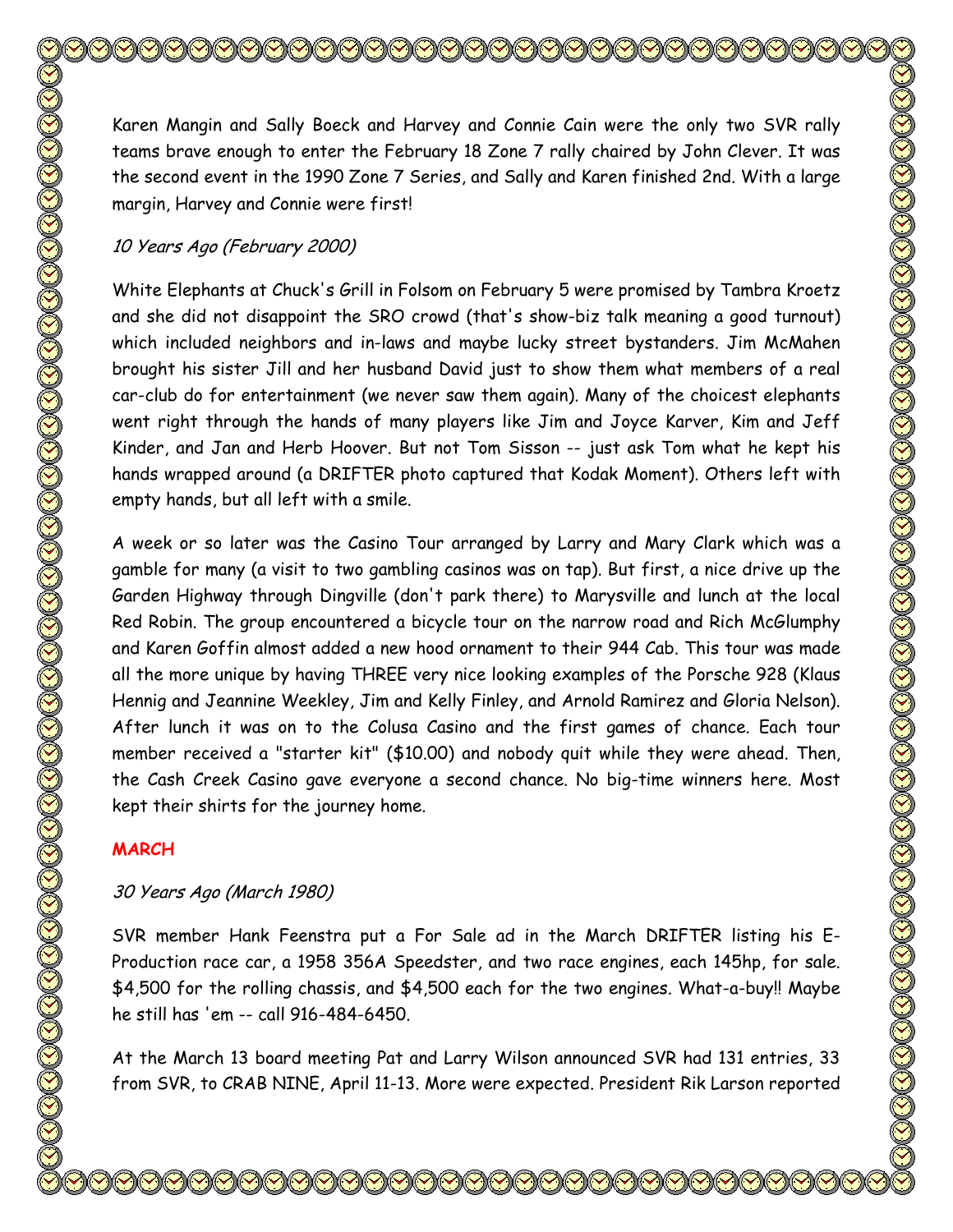Karen Mangin and Sally Boeck and Harvey and Connie Cain were the only two SVR rally teams brave enough to enter the February 18 Zone 7 rally chaired by John Clever. It was the second event in the 1990 Zone 7 Series, and Sally and Karen finished 2nd. With a large margin, Harvey and Connie were first!

*10 Years Ago (February 2000)*

White Elephants at Chuck's Grill in Folsom on February 5 were promised by Tambra Kroetz and she did not disappoint the SRO crowd (that's show-biz talk meaning a good turnout) which included neighbors and in-laws and maybe lucky street bystanders. Jim McMahen brought his sister Jill and her husband David just to show them what members of a real car-club do for entertainment (we never saw them again). Many of the choicest elephants went right through the hands of many players like Jim and Joyce Karver, Kim and Jeff Kinder, and Jan and Herb Hoover. But not Tom Sisson -- just ask Tom what he kept his hands wrapped around (a DRIFTER photo captured that Kodak Moment). Others left with empty hands, but all left with a smile.

A week or so later was the Casino Tour arranged by Larry and Mary Clark which was a gamble for many (a visit to two gambling casinos was on tap). But first, a nice drive up the Garden Highway through Dingville (don't park there) to Marysville and lunch at the local Red Robin. The group encountered a bicycle tour on the narrow road and Rich McGlumphy and Karen Goffin almost added a new hood ornament to their 944 Cab. This tour was made all the more unique by having THREE very nice looking examples of the Porsche 928 (Klaus Hennig and Jeannine Weekley, Jim and Kelly Finley, and Arnold Ramirez and Gloria Nelson). After lunch it was on to the Colusa Casino and the first games of chance. Each tour member received a "starter kit" ($10.00) and nobody quit while they were ahead. Then, the Cash Creek Casino gave everyone a second chance. No big-time winners here. Most kept their shirts for the journey home.

**MARCH**

*30 Years Ago (March 1980)*

SVR member Hank Feenstra put a For Sale ad in the March DRIFTER listing his E-Production race car, a 1958 356A Speedster, and two race engines, each 145hp, for sale. $4,500 for the rolling chassis, and $4,500 each for the two engines. What-a-buy!! Maybe he still has 'em -- call 916-484-6450.

At the March 13 board meeting Pat and Larry Wilson announced SVR had 131 entries, 33 from SVR, to CRAB NINE, April 11-13. More were expected. President Rik Larson reported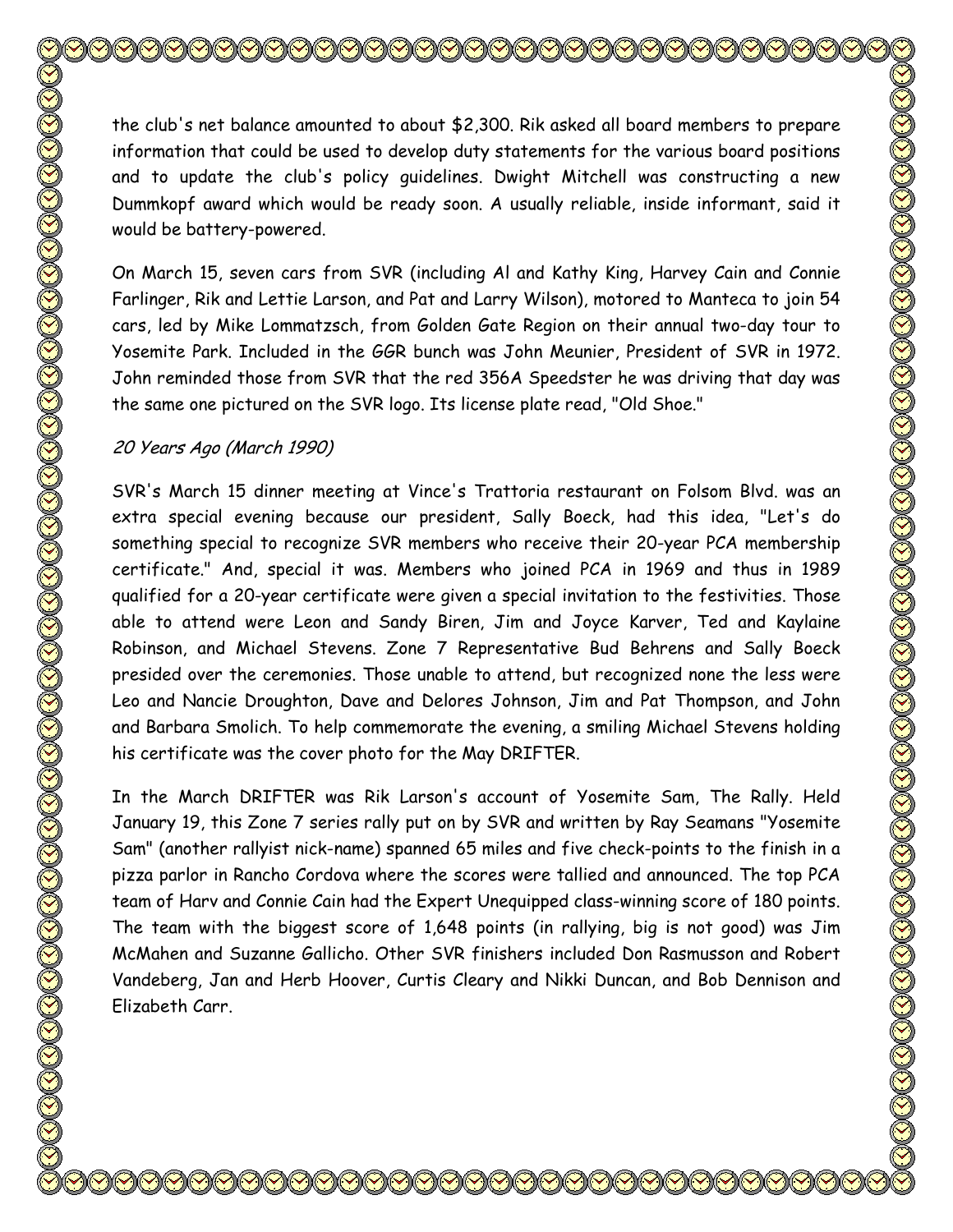the club's net balance amounted to about $2,300. Rik asked all board members to prepare information that could be used to develop duty statements for the various board positions and to update the club's policy guidelines. Dwight Mitchell was constructing a new Dummkopf award which would be ready soon. A usually reliable, inside informant, said it would be battery-powered.

On March 15, seven cars from SVR (including Al and Kathy King, Harvey Cain and Connie Farlinger, Rik and Lettie Larson, and Pat and Larry Wilson), motored to Manteca to join 54 cars, led by Mike Lommatzsch, from Golden Gate Region on their annual two-day tour to Yosemite Park. Included in the GGR bunch was John Meunier, President of SVR in 1972. John reminded those from SVR that the red 356A Speedster he was driving that day was the same one pictured on the SVR logo. Its license plate read, "Old Shoe."

*20 Years Ago (March 1990)*

SVR's March 15 dinner meeting at Vince's Trattoria restaurant on Folsom Blvd. was an extra special evening because our president, Sally Boeck, had this idea, "Let's do something special to recognize SVR members who receive their 20-year PCA membership certificate." And, special it was. Members who joined PCA in 1969 and thus in 1989 qualified for a 20-year certificate were given a special invitation to the festivities. Those able to attend were Leon and Sandy Biren, Jim and Joyce Karver, Ted and Kaylaine Robinson, and Michael Stevens. Zone 7 Representative Bud Behrens and Sally Boeck presided over the ceremonies. Those unable to attend, but recognized none the less were Leo and Nancie Droughton, Dave and Delores Johnson, Jim and Pat Thompson, and John and Barbara Smolich. To help commemorate the evening, a smiling Michael Stevens holding his certificate was the cover photo for the May DRIFTER.

In the March DRIFTER was Rik Larson's account of Yosemite Sam, The Rally. Held January 19, this Zone 7 series rally put on by SVR and written by Ray Seamans "Yosemite Sam" (another rallyist nick-name) spanned 65 miles and five check-points to the finish in a pizza parlor in Rancho Cordova where the scores were tallied and announced. The top PCA team of Harv and Connie Cain had the Expert Unequipped class-winning score of 180 points. The team with the biggest score of 1,648 points (in rallying, big is not good) was Jim McMahen and Suzanne Gallicho. Other SVR finishers included Don Rasmusson and Robert Vandeberg, Jan and Herb Hoover, Curtis Cleary and Nikki Duncan, and Bob Dennison and Elizabeth Carr.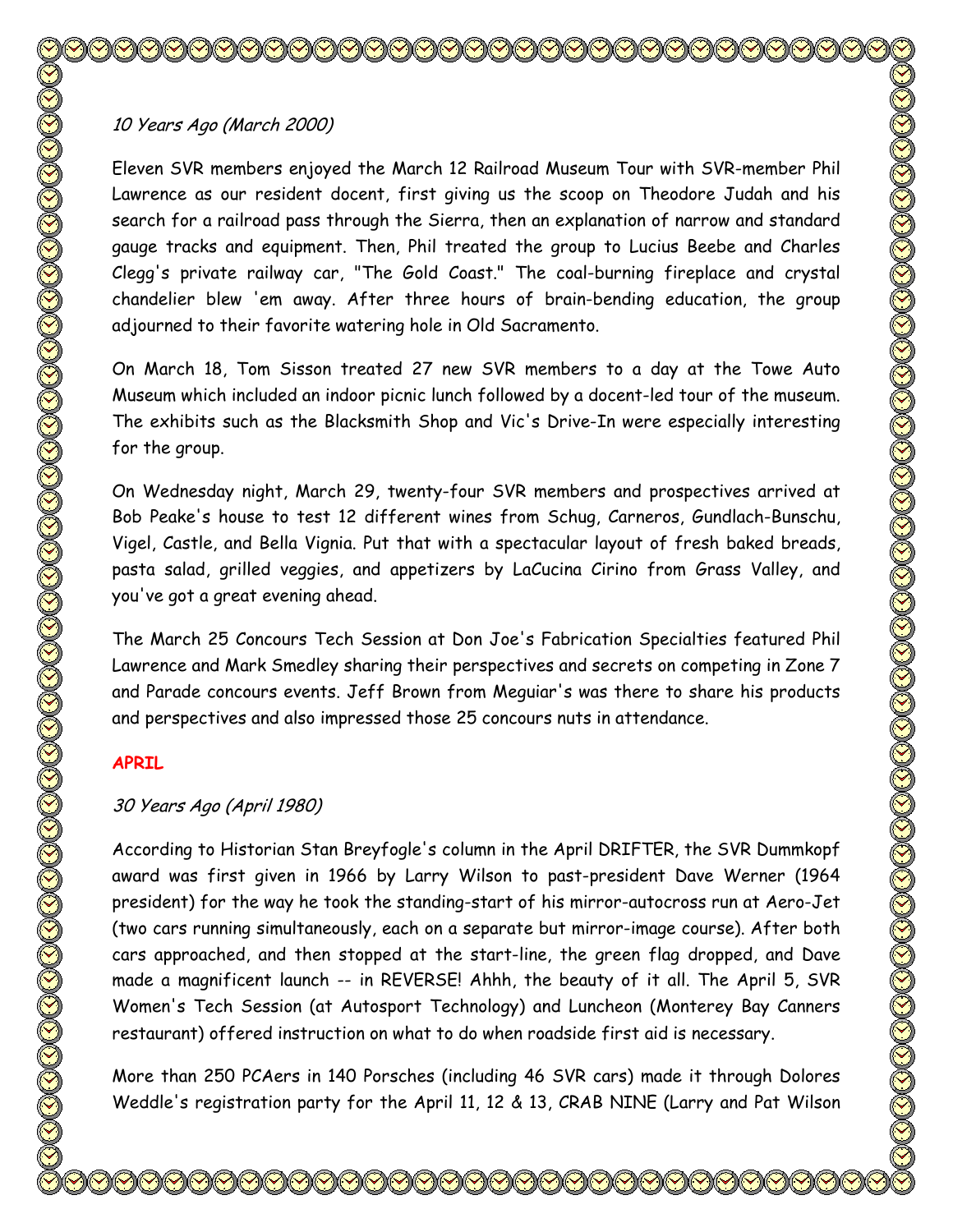*10 Years Ago (March 2000)*

Eleven SVR members enjoyed the March 12 Railroad Museum Tour with SVR-member Phil Lawrence as our resident docent, first giving us the scoop on Theodore Judah and his search for a railroad pass through the Sierra, then an explanation of narrow and standard gauge tracks and equipment. Then, Phil treated the group to Lucius Beebe and Charles Clegg's private railway car, "The Gold Coast." The coal-burning fireplace and crystal chandelier blew 'em away. After three hours of brain-bending education, the group adjourned to their favorite watering hole in Old Sacramento.

On March 18, Tom Sisson treated 27 new SVR members to a day at the Towe Auto Museum which included an indoor picnic lunch followed by a docent-led tour of the museum. The exhibits such as the Blacksmith Shop and Vic's Drive-In were especially interesting for the group.

On Wednesday night, March 29, twenty-four SVR members and prospectives arrived at Bob Peake's house to test 12 different wines from Schug, Carneros, Gundlach-Bunschu, Vigel, Castle, and Bella Vignia. Put that with a spectacular layout of fresh baked breads, pasta salad, grilled veggies, and appetizers by LaCucina Cirino from Grass Valley, and you've got a great evening ahead.

The March 25 Concours Tech Session at Don Joe's Fabrication Specialties featured Phil Lawrence and Mark Smedley sharing their perspectives and secrets on competing in Zone 7 and Parade concours events. Jeff Brown from Meguiar's was there to share his products and perspectives and also impressed those 25 concours nuts in attendance.

**APRIL**

*30 Years Ago (April 1980)*

According to Historian Stan Breyfogle's column in the April DRIFTER, the SVR Dummkopf award was first given in 1966 by Larry Wilson to past-president Dave Werner (1964 president) for the way he took the standing-start of his mirror-autocross run at Aero-Jet (two cars running simultaneously, each on a separate but mirror-image course). After both cars approached, and then stopped at the start-line, the green flag dropped, and Dave made a magnificent launch -- in REVERSE! Ahhh, the beauty of it all. The April 5, SVR Women's Tech Session (at Autosport Technology) and Luncheon (Monterey Bay Canners restaurant) offered instruction on what to do when roadside first aid is necessary.

More than 250 PCAers in 140 Porsches (including 46 SVR cars) made it through Dolores Weddle's registration party for the April 11, 12 & 13, CRAB NINE (Larry and Pat Wilson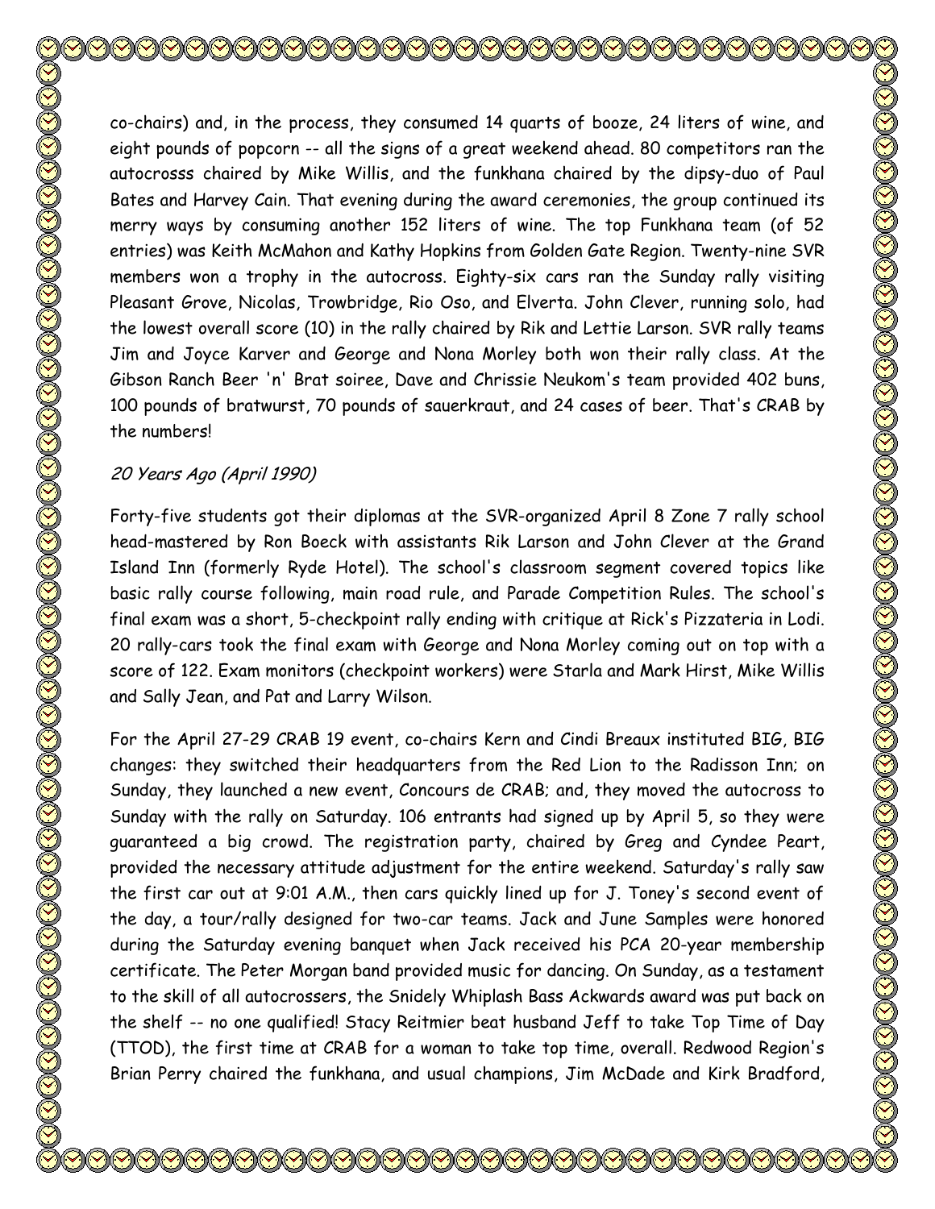co-chairs) and, in the process, they consumed 14 quarts of booze, 24 liters of wine, and eight pounds of popcorn -- all the signs of a great weekend ahead. 80 competitors ran the autocrosss chaired by Mike Willis, and the funkhana chaired by the dipsy-duo of Paul Bates and Harvey Cain. That evening during the award ceremonies, the group continued its merry ways by consuming another 152 liters of wine. The top Funkhana team (of 52 entries) was Keith McMahon and Kathy Hopkins from Golden Gate Region. Twenty-nine SVR members won a trophy in the autocross. Eighty-six cars ran the Sunday rally visiting Pleasant Grove, Nicolas, Trowbridge, Rio Oso, and Elverta. John Clever, running solo, had the lowest overall score (10) in the rally chaired by Rik and Lettie Larson. SVR rally teams Jim and Joyce Karver and George and Nona Morley both won their rally class. At the Gibson Ranch Beer 'n' Brat soiree, Dave and Chrissie Neukom's team provided 402 buns, 100 pounds of bratwurst, 70 pounds of sauerkraut, and 24 cases of beer. That's CRAB by the numbers!

*20 Years Ago (April 1990)*

Forty-five students got their diplomas at the SVR-organized April 8 Zone 7 rally school head-mastered by Ron Boeck with assistants Rik Larson and John Clever at the Grand Island Inn (formerly Ryde Hotel). The school's classroom segment covered topics like basic rally course following, main road rule, and Parade Competition Rules. The school's final exam was a short, 5-checkpoint rally ending with critique at Rick's Pizzateria in Lodi. 20 rally-cars took the final exam with George and Nona Morley coming out on top with a score of 122. Exam monitors (checkpoint workers) were Starla and Mark Hirst, Mike Willis and Sally Jean, and Pat and Larry Wilson.

For the April 27-29 CRAB 19 event, co-chairs Kern and Cindi Breaux instituted BIG, BIG changes: they switched their headquarters from the Red Lion to the Radisson Inn; on Sunday, they launched a new event, Concours de CRAB; and, they moved the autocross to Sunday with the rally on Saturday. 106 entrants had signed up by April 5, so they were guaranteed a big crowd. The registration party, chaired by Greg and Cyndee Peart, provided the necessary attitude adjustment for the entire weekend. Saturday's rally saw the first car out at 9:01 A.M., then cars quickly lined up for J. Toney's second event of the day, a tour/rally designed for two-car teams. Jack and June Samples were honored during the Saturday evening banquet when Jack received his PCA 20-year membership certificate. The Peter Morgan band provided music for dancing. On Sunday, as a testament to the skill of all autocrossers, the Snidely Whiplash Bass Ackwards award was put back on the shelf -- no one qualified! Stacy Reitmier beat husband Jeff to take Top Time of Day (TTOD), the first time at CRAB for a woman to take top time, overall. Redwood Region's Brian Perry chaired the funkhana, and usual champions, Jim McDade and Kirk Bradford,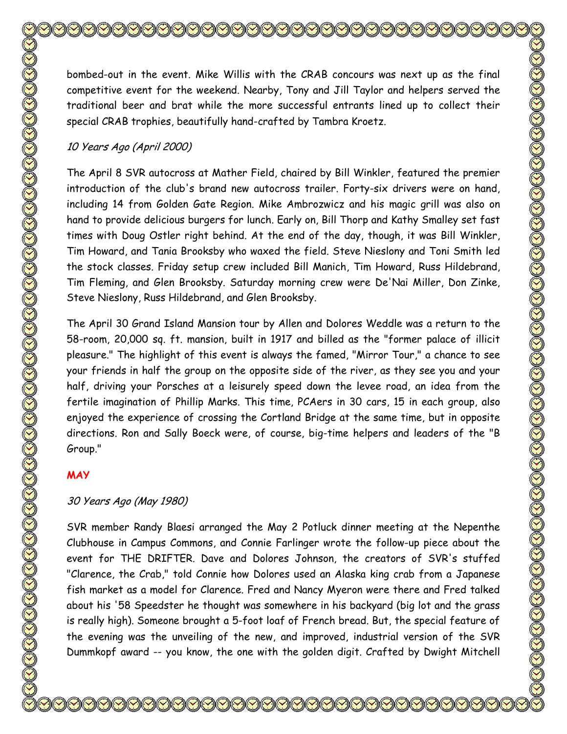bombed-out in the event. Mike Willis with the CRAB concours was next up as the final competitive event for the weekend. Nearby, Tony and Jill Taylor and helpers served the traditional beer and brat while the more successful entrants lined up to collect their special CRAB trophies, beautifully hand-crafted by Tambra Kroetz.

*10 Years Ago (April 2000)*

The April 8 SVR autocross at Mather Field, chaired by Bill Winkler, featured the premier introduction of the club's brand new autocross trailer. Forty-six drivers were on hand, including 14 from Golden Gate Region. Mike Ambrozwicz and his magic grill was also on hand to provide delicious burgers for lunch. Early on, Bill Thorp and Kathy Smalley set fast times with Doug Ostler right behind. At the end of the day, though, it was Bill Winkler, Tim Howard, and Tania Brooksby who waxed the field. Steve Nieslony and Toni Smith led the stock classes. Friday setup crew included Bill Manich, Tim Howard, Russ Hildebrand, Tim Fleming, and Glen Brooksby. Saturday morning crew were De'Nai Miller, Don Zinke, Steve Nieslony, Russ Hildebrand, and Glen Brooksby.

The April 30 Grand Island Mansion tour by Allen and Dolores Weddle was a return to the 58-room, 20,000 sq. ft. mansion, built in 1917 and billed as the "former palace of illicit pleasure." The highlight of this event is always the famed, "Mirror Tour," a chance to see your friends in half the group on the opposite side of the river, as they see you and your half, driving your Porsches at a leisurely speed down the levee road, an idea from the fertile imagination of Phillip Marks. This time, PCAers in 30 cars, 15 in each group, also enjoyed the experience of crossing the Cortland Bridge at the same time, but in opposite directions. Ron and Sally Boeck were, of course, big-time helpers and leaders of the "B Group."

**MAY**

*30 Years Ago (May 1980)*

SVR member Randy Blaesi arranged the May 2 Potluck dinner meeting at the Nepenthe Clubhouse in Campus Commons, and Connie Farlinger wrote the follow-up piece about the event for THE DRIFTER. Dave and Dolores Johnson, the creators of SVR's stuffed "Clarence, the Crab," told Connie how Dolores used an Alaska king crab from a Japanese fish market as a model for Clarence. Fred and Nancy Myeron were there and Fred talked about his '58 Speedster he thought was somewhere in his backyard (big lot and the grass is really high). Someone brought a 5-foot loaf of French bread. But, the special feature of the evening was the unveiling of the new, and improved, industrial version of the SVR Dummkopf award -- you know, the one with the golden digit. Crafted by Dwight Mitchell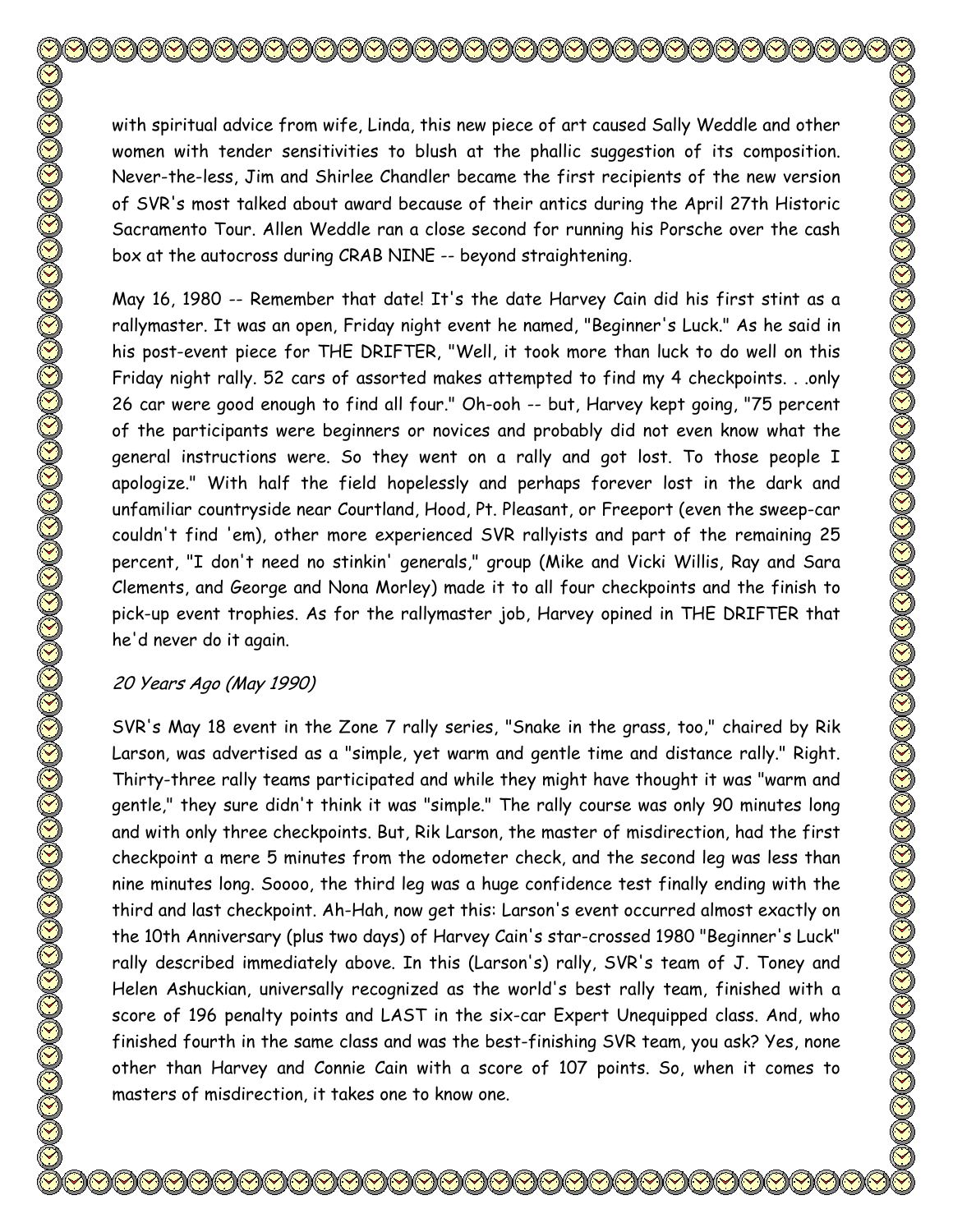with spiritual advice from wife, Linda, this new piece of art caused Sally Weddle and other women with tender sensitivities to blush at the phallic suggestion of its composition. Never-the-less, Jim and Shirlee Chandler became the first recipients of the new version of SVR's most talked about award because of their antics during the April 27th Historic Sacramento Tour. Allen Weddle ran a close second for running his Porsche over the cash box at the autocross during CRAB NINE -- beyond straightening.

May 16, 1980 -- Remember that date! It's the date Harvey Cain did his first stint as a rallymaster. It was an open, Friday night event he named, "Beginner's Luck." As he said in his post-event piece for THE DRIFTER, "Well, it took more than luck to do well on this Friday night rally. 52 cars of assorted makes attempted to find my 4 checkpoints. . .only 26 car were good enough to find all four." Oh-ooh -- but, Harvey kept going, "75 percent of the participants were beginners or novices and probably did not even know what the general instructions were. So they went on a rally and got lost. To those people I apologize." With half the field hopelessly and perhaps forever lost in the dark and unfamiliar countryside near Courtland, Hood, Pt. Pleasant, or Freeport (even the sweep-car couldn't find 'em), other more experienced SVR rallyists and part of the remaining 25 percent, "I don't need no stinkin' generals," group (Mike and Vicki Willis, Ray and Sara Clements, and George and Nona Morley) made it to all four checkpoints and the finish to pick-up event trophies. As for the rallymaster job, Harvey opined in THE DRIFTER that he'd never do it again.

*20 Years Ago (May 1990)*

SVR's May 18 event in the Zone 7 rally series, "Snake in the grass, too," chaired by Rik Larson, was advertised as a "simple, yet warm and gentle time and distance rally." Right. Thirty-three rally teams participated and while they might have thought it was "warm and gentle," they sure didn't think it was "simple." The rally course was only 90 minutes long and with only three checkpoints. But, Rik Larson, the master of misdirection, had the first checkpoint a mere 5 minutes from the odometer check, and the second leg was less than nine minutes long. Soooo, the third leg was a huge confidence test finally ending with the third and last checkpoint. Ah-Hah, now get this: Larson's event occurred almost exactly on the 10th Anniversary (plus two days) of Harvey Cain's star-crossed 1980 "Beginner's Luck" rally described immediately above. In this (Larson's) rally, SVR's team of J. Toney and Helen Ashuckian, universally recognized as the world's best rally team, finished with a score of 196 penalty points and LAST in the six-car Expert Unequipped class. And, who finished fourth in the same class and was the best-finishing SVR team, you ask? Yes, none other than Harvey and Connie Cain with a score of 107 points. So, when it comes to masters of misdirection, it takes one to know one.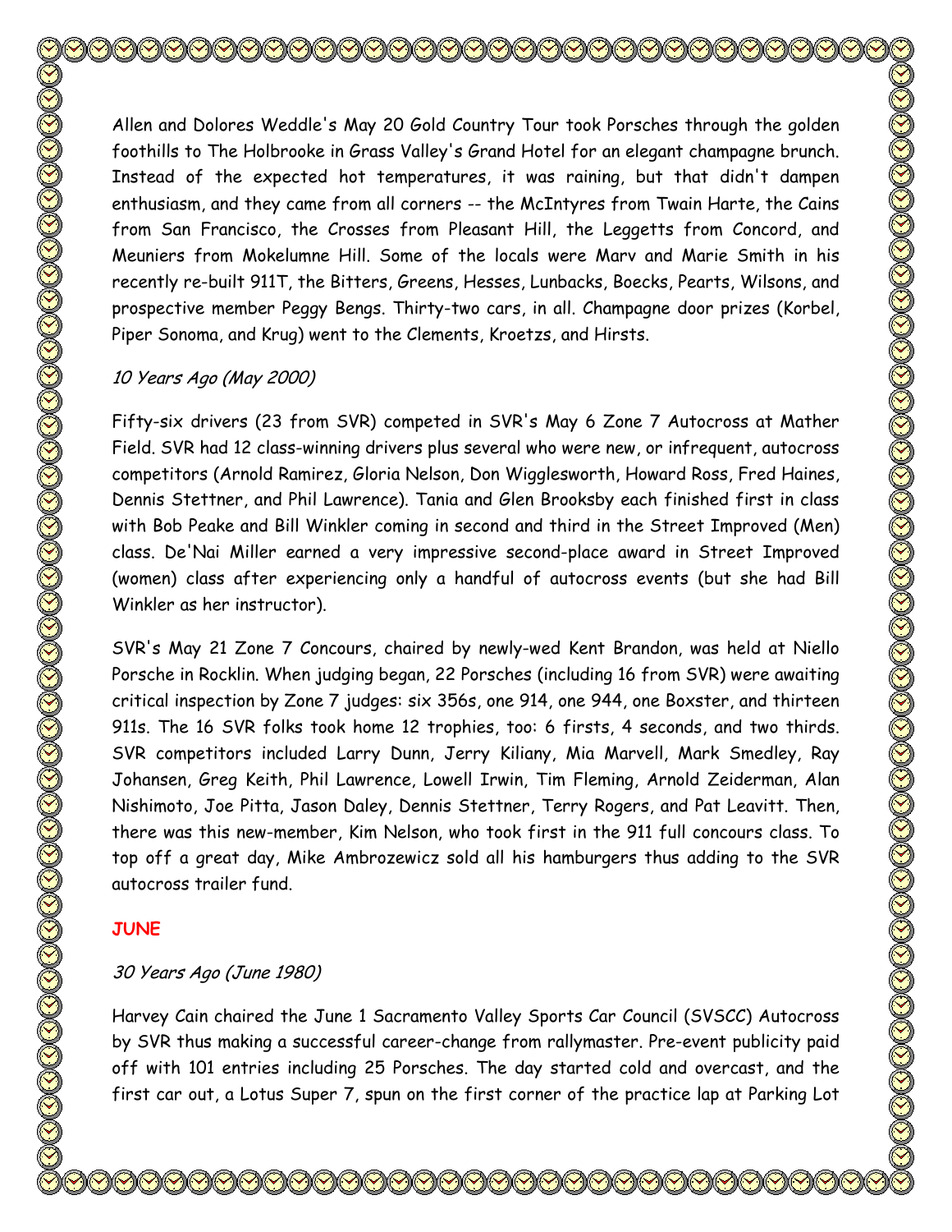Allen and Dolores Weddle's May 20 Gold Country Tour took Porsches through the golden foothills to The Holbrooke in Grass Valley's Grand Hotel for an elegant champagne brunch. Instead of the expected hot temperatures, it was raining, but that didn't dampen enthusiasm, and they came from all corners -- the McIntyres from Twain Harte, the Cains from San Francisco, the Crosses from Pleasant Hill, the Leggetts from Concord, and Meuniers from Mokelumne Hill. Some of the locals were Marv and Marie Smith in his recently re-built 911T, the Bitters, Greens, Hesses, Lunbacks, Boecks, Pearts, Wilsons, and prospective member Peggy Bengs. Thirty-two cars, in all. Champagne door prizes (Korbel, Piper Sonoma, and Krug) went to the Clements, Kroetzs, and Hirsts.

*10 Years Ago (May 2000)*

Fifty-six drivers (23 from SVR) competed in SVR's May 6 Zone 7 Autocross at Mather Field. SVR had 12 class-winning drivers plus several who were new, or infrequent, autocross competitors (Arnold Ramirez, Gloria Nelson, Don Wigglesworth, Howard Ross, Fred Haines, Dennis Stettner, and Phil Lawrence). Tania and Glen Brooksby each finished first in class with Bob Peake and Bill Winkler coming in second and third in the Street Improved (Men) class. De'Nai Miller earned a very impressive second-place award in Street Improved (women) class after experiencing only a handful of autocross events (but she had Bill Winkler as her instructor).

SVR's May 21 Zone 7 Concours, chaired by newly-wed Kent Brandon, was held at Niello Porsche in Rocklin. When judging began, 22 Porsches (including 16 from SVR) were awaiting critical inspection by Zone 7 judges: six 356s, one 914, one 944, one Boxster, and thirteen 911s. The 16 SVR folks took home 12 trophies, too: 6 firsts, 4 seconds, and two thirds. SVR competitors included Larry Dunn, Jerry Kiliany, Mia Marvell, Mark Smedley, Ray Johansen, Greg Keith, Phil Lawrence, Lowell Irwin, Tim Fleming, Arnold Zeiderman, Alan Nishimoto, Joe Pitta, Jason Daley, Dennis Stettner, Terry Rogers, and Pat Leavitt. Then, there was this new-member, Kim Nelson, who took first in the 911 full concours class. To top off a great day, Mike Ambrozewicz sold all his hamburgers thus adding to the SVR autocross trailer fund.

**JUNE**

*30 Years Ago (June 1980)*

Harvey Cain chaired the June 1 Sacramento Valley Sports Car Council (SVSCC) Autocross by SVR thus making a successful career-change from rallymaster. Pre-event publicity paid off with 101 entries including 25 Porsches. The day started cold and overcast, and the first car out, a Lotus Super 7, spun on the first corner of the practice lap at Parking Lot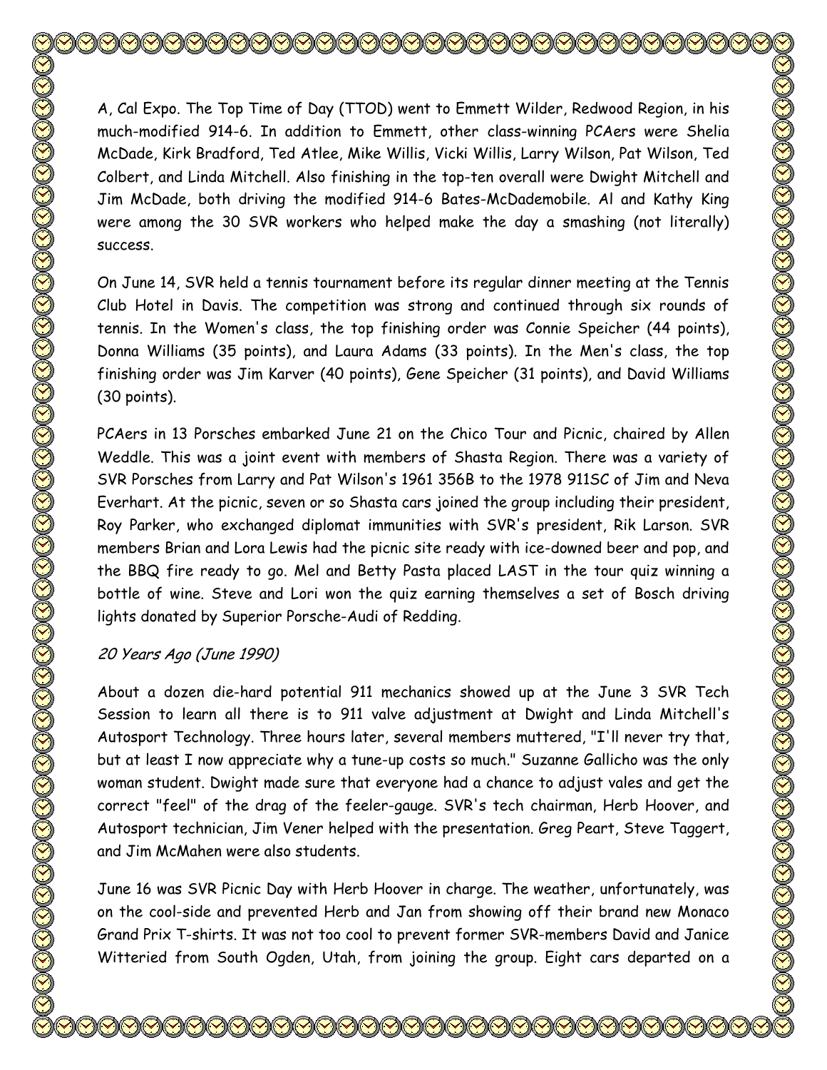A, Cal Expo. The Top Time of Day (TTOD) went to Emmett Wilder, Redwood Region, in his much-modified 914-6. In addition to Emmett, other class-winning PCAers were Shelia McDade, Kirk Bradford, Ted Atlee, Mike Willis, Vicki Willis, Larry Wilson, Pat Wilson, Ted Colbert, and Linda Mitchell. Also finishing in the top-ten overall were Dwight Mitchell and Jim McDade, both driving the modified 914-6 Bates-McDademobile. Al and Kathy King were among the 30 SVR workers who helped make the day a smashing (not literally) success.

On June 14, SVR held a tennis tournament before its regular dinner meeting at the Tennis Club Hotel in Davis. The competition was strong and continued through six rounds of tennis. In the Women's class, the top finishing order was Connie Speicher (44 points), Donna Williams (35 points), and Laura Adams (33 points). In the Men's class, the top finishing order was Jim Karver (40 points), Gene Speicher (31 points), and David Williams (30 points).

PCAers in 13 Porsches embarked June 21 on the Chico Tour and Picnic, chaired by Allen Weddle. This was a joint event with members of Shasta Region. There was a variety of SVR Porsches from Larry and Pat Wilson's 1961 356B to the 1978 911SC of Jim and Neva Everhart. At the picnic, seven or so Shasta cars joined the group including their president, Roy Parker, who exchanged diplomat immunities with SVR's president, Rik Larson. SVR members Brian and Lora Lewis had the picnic site ready with ice-downed beer and pop, and the BBQ fire ready to go. Mel and Betty Pasta placed LAST in the tour quiz winning a bottle of wine. Steve and Lori won the quiz earning themselves a set of Bosch driving lights donated by Superior Porsche-Audi of Redding.

*20 Years Ago (June 1990)*

About a dozen die-hard potential 911 mechanics showed up at the June 3 SVR Tech Session to learn all there is to 911 valve adjustment at Dwight and Linda Mitchell's Autosport Technology. Three hours later, several members muttered, "I'll never try that, but at least I now appreciate why a tune-up costs so much." Suzanne Gallicho was the only woman student. Dwight made sure that everyone had a chance to adjust vales and get the correct "feel" of the drag of the feeler-gauge. SVR's tech chairman, Herb Hoover, and Autosport technician, Jim Vener helped with the presentation. Greg Peart, Steve Taggert, and Jim McMahen were also students.

June 16 was SVR Picnic Day with Herb Hoover in charge. The weather, unfortunately, was on the cool-side and prevented Herb and Jan from showing off their brand new Monaco Grand Prix T-shirts. It was not too cool to prevent former SVR-members David and Janice Witteried from South Ogden, Utah, from joining the group. Eight cars departed on a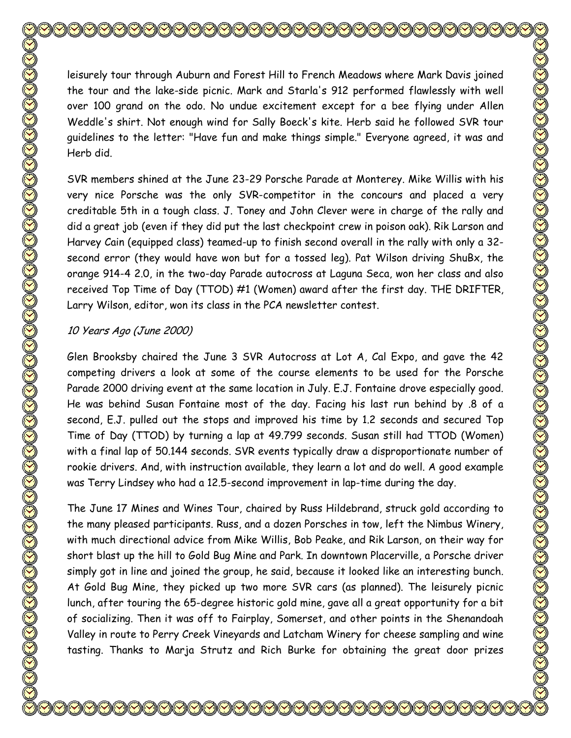leisurely tour through Auburn and Forest Hill to French Meadows where Mark Davis joined the tour and the lake-side picnic. Mark and Starla's 912 performed flawlessly with well over 100 grand on the odo. No undue excitement except for a bee flying under Allen Weddle's shirt. Not enough wind for Sally Boeck's kite. Herb said he followed SVR tour guidelines to the letter: "Have fun and make things simple." Everyone agreed, it was and Herb did.

SVR members shined at the June 23-29 Porsche Parade at Monterey. Mike Willis with his very nice Porsche was the only SVR-competitor in the concours and placed a very creditable 5th in a tough class. J. Toney and John Clever were in charge of the rally and did a great job (even if they did put the last checkpoint crew in poison oak). Rik Larson and Harvey Cain (equipped class) teamed-up to finish second overall in the rally with only a 32-second error (they would have won but for a tossed leg). Pat Wilson driving ShuBx, the orange 914-4 2.0, in the two-day Parade autocross at Laguna Seca, won her class and also received Top Time of Day (TTOD) #1 (Women) award after the first day. THE DRIFTER, Larry Wilson, editor, won its class in the PCA newsletter contest.

*10 Years Ago (June 2000)*

Glen Brooksby chaired the June 3 SVR Autocross at Lot A, Cal Expo, and gave the 42 competing drivers a look at some of the course elements to be used for the Porsche Parade 2000 driving event at the same location in July. E.J. Fontaine drove especially good. He was behind Susan Fontaine most of the day. Facing his last run behind by .8 of a second, E.J. pulled out the stops and improved his time by 1.2 seconds and secured Top Time of Day (TTOD) by turning a lap at 49.799 seconds. Susan still had TTOD (Women) with a final lap of 50.144 seconds. SVR events typically draw a disproportionate number of rookie drivers. And, with instruction available, they learn a lot and do well. A good example was Terry Lindsey who had a 12.5-second improvement in lap-time during the day.

The June 17 Mines and Wines Tour, chaired by Russ Hildebrand, struck gold according to the many pleased participants. Russ, and a dozen Porsches in tow, left the Nimbus Winery, with much directional advice from Mike Willis, Bob Peake, and Rik Larson, on their way for short blast up the hill to Gold Bug Mine and Park. In downtown Placerville, a Porsche driver simply got in line and joined the group, he said, because it looked like an interesting bunch. At Gold Bug Mine, they picked up two more SVR cars (as planned). The leisurely picnic lunch, after touring the 65-degree historic gold mine, gave all a great opportunity for a bit of socializing. Then it was off to Fairplay, Somerset, and other points in the Shenandoah Valley in route to Perry Creek Vineyards and Latcham Winery for cheese sampling and wine tasting. Thanks to Marja Strutz and Rich Burke for obtaining the great door prizes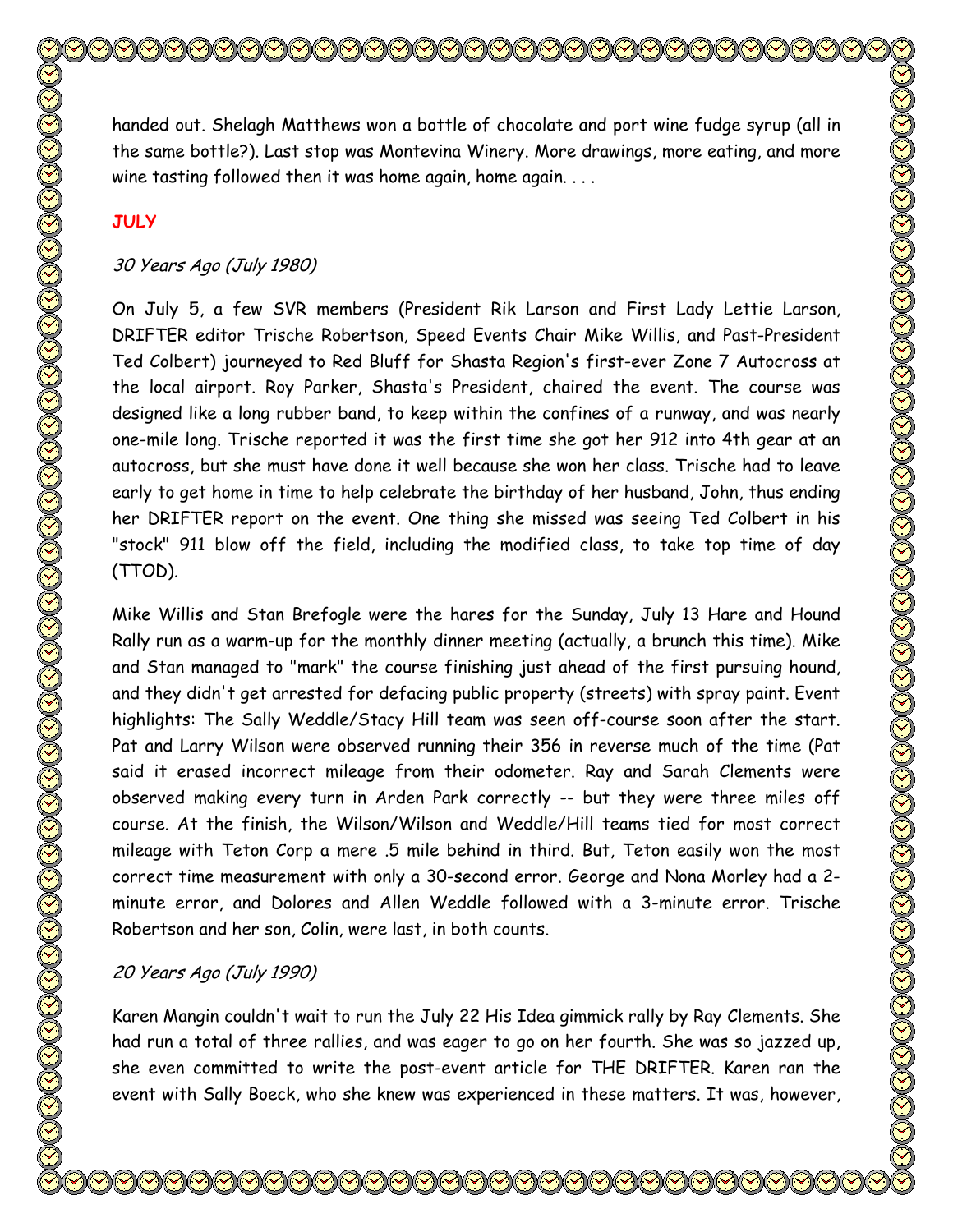handed out. Shelagh Matthews won a bottle of chocolate and port wine fudge syrup (all in the same bottle?). Last stop was Montevina Winery. More drawings, more eating, and more wine tasting followed then it was home again, home again. . . .

## JULY

### *30 Years Ago (July 1980)*

On July 5, a few SVR members (President Rik Larson and First Lady Lettie Larson, DRIFTER editor Trische Robertson, Speed Events Chair Mike Willis, and Past-President Ted Colbert) journeyed to Red Bluff for Shasta Region's first-ever Zone 7 Autocross at the local airport. Roy Parker, Shasta's President, chaired the event. The course was designed like a long rubber band, to keep within the confines of a runway, and was nearly one-mile long. Trische reported it was the first time she got her 912 into 4th gear at an autocross, but she must have done it well because she won her class. Trische had to leave early to get home in time to help celebrate the birthday of her husband, John, thus ending her DRIFTER report on the event. One thing she missed was seeing Ted Colbert in his "stock" 911 blow off the field, including the modified class, to take top time of day (TTOD).

Mike Willis and Stan Brefogle were the hares for the Sunday, July 13 Hare and Hound Rally run as a warm-up for the monthly dinner meeting (actually, a brunch this time). Mike and Stan managed to "mark" the course finishing just ahead of the first pursuing hound, and they didn't get arrested for defacing public property (streets) with spray paint. Event highlights: The Sally Weddle/Stacy Hill team was seen off-course soon after the start. Pat and Larry Wilson were observed running their 356 in reverse much of the time (Pat said it erased incorrect mileage from their odometer. Ray and Sarah Clements were observed making every turn in Arden Park correctly -- but they were three miles off course. At the finish, the Wilson/Wilson and Weddle/Hill teams tied for most correct mileage with Teton Corp a mere .5 mile behind in third. But, Teton easily won the most correct time measurement with only a 30-second error. George and Nona Morley had a 2-minute error, and Dolores and Allen Weddle followed with a 3-minute error. Trische Robertson and her son, Colin, were last, in both counts.

### *20 Years Ago (July 1990)*

Karen Mangin couldn't wait to run the July 22 His Idea gimmick rally by Ray Clements. She had run a total of three rallies, and was eager to go on her fourth. She was so jazzed up, she even committed to write the post-event article for THE DRIFTER. Karen ran the event with Sally Boeck, who she knew was experienced in these matters. It was, however,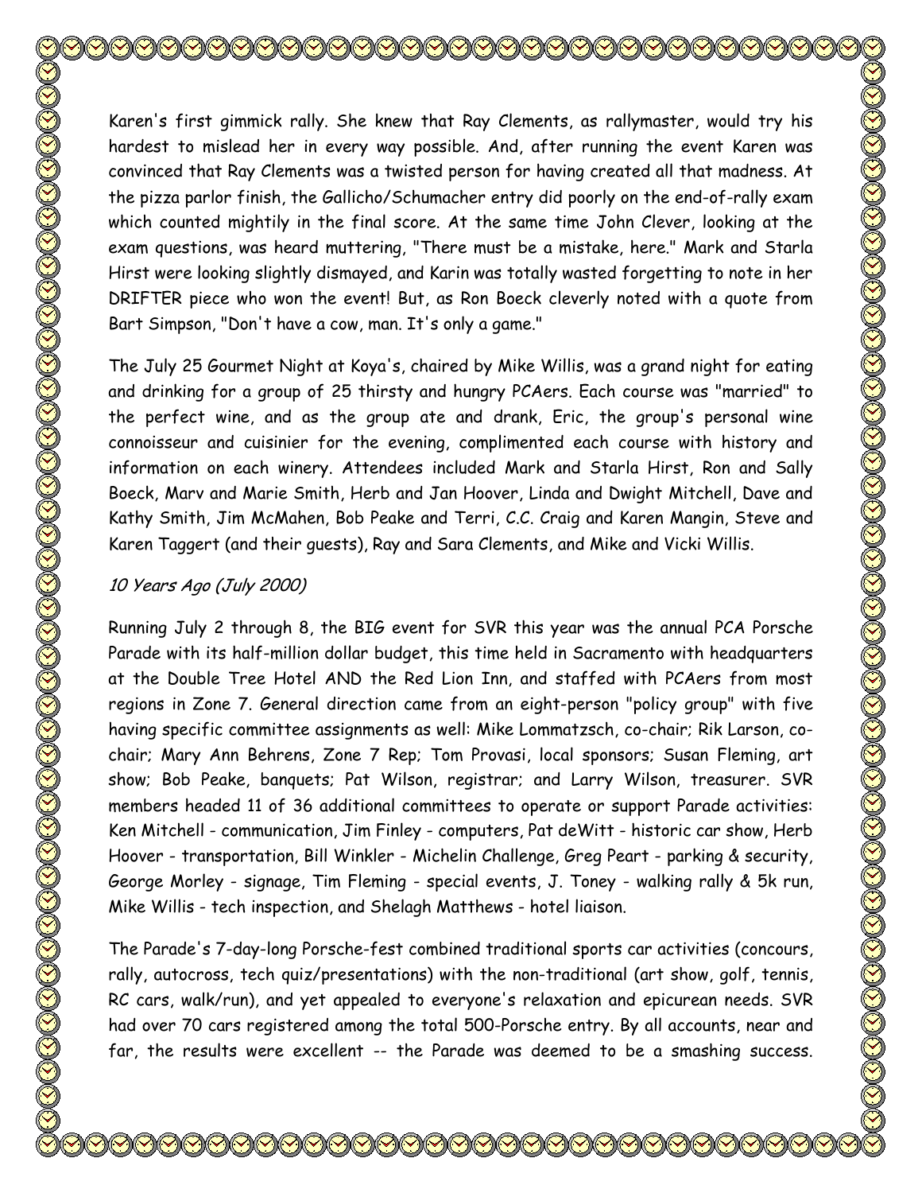Karen's first gimmick rally. She knew that Ray Clements, as rallymaster, would try his hardest to mislead her in every way possible. And, after running the event Karen was convinced that Ray Clements was a twisted person for having created all that madness. At the pizza parlor finish, the Gallicho/Schumacher entry did poorly on the end-of-rally exam which counted mightily in the final score. At the same time John Clever, looking at the exam questions, was heard muttering, "There must be a mistake, here." Mark and Starla Hirst were looking slightly dismayed, and Karin was totally wasted forgetting to note in her DRIFTER piece who won the event! But, as Ron Boeck cleverly noted with a quote from Bart Simpson, "Don't have a cow, man. It's only a game."

The July 25 Gourmet Night at Koya's, chaired by Mike Willis, was a grand night for eating and drinking for a group of 25 thirsty and hungry PCAers. Each course was "married" to the perfect wine, and as the group ate and drank, Eric, the group's personal wine connoisseur and cuisinier for the evening, complimented each course with history and information on each winery. Attendees included Mark and Starla Hirst, Ron and Sally Boeck, Marv and Marie Smith, Herb and Jan Hoover, Linda and Dwight Mitchell, Dave and Kathy Smith, Jim McMahen, Bob Peake and Terri, C.C. Craig and Karen Mangin, Steve and Karen Taggert (and their guests), Ray and Sara Clements, and Mike and Vicki Willis.

*10 Years Ago (July 2000)*

Running July 2 through 8, the BIG event for SVR this year was the annual PCA Porsche Parade with its half-million dollar budget, this time held in Sacramento with headquarters at the Double Tree Hotel AND the Red Lion Inn, and staffed with PCAers from most regions in Zone 7. General direction came from an eight-person "policy group" with five having specific committee assignments as well: Mike Lommatzsch, co-chair; Rik Larson, co-chair; Mary Ann Behrens, Zone 7 Rep; Tom Provasi, local sponsors; Susan Fleming, art show; Bob Peake, banquets; Pat Wilson, registrar; and Larry Wilson, treasurer. SVR members headed 11 of 36 additional committees to operate or support Parade activities: Ken Mitchell - communication, Jim Finley - computers, Pat deWitt - historic car show, Herb Hoover - transportation, Bill Winkler - Michelin Challenge, Greg Peart - parking & security, George Morley - signage, Tim Fleming - special events, J. Toney - walking rally & 5k run, Mike Willis - tech inspection, and Shelagh Matthews - hotel liaison.

The Parade's 7-day-long Porsche-fest combined traditional sports car activities (concours, rally, autocross, tech quiz/presentations) with the non-traditional (art show, golf, tennis, RC cars, walk/run), and yet appealed to everyone's relaxation and epicurean needs. SVR had over 70 cars registered among the total 500-Porsche entry. By all accounts, near and far, the results were excellent -- the Parade was deemed to be a smashing success.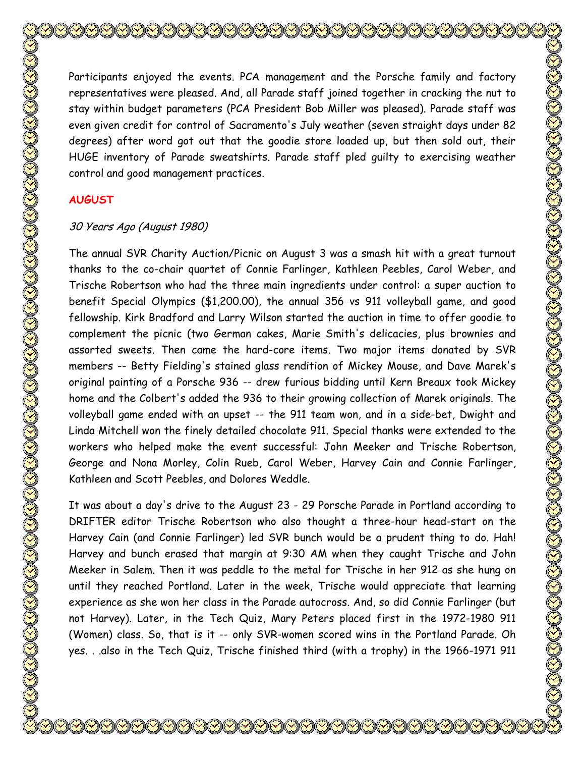Participants enjoyed the events. PCA management and the Porsche family and factory representatives were pleased. And, all Parade staff joined together in cracking the nut to stay within budget parameters (PCA President Bob Miller was pleased). Parade staff was even given credit for control of Sacramento's July weather (seven straight days under 82 degrees) after word got out that the goodie store loaded up, but then sold out, their HUGE inventory of Parade sweatshirts. Parade staff pled guilty to exercising weather control and good management practices.

**AUGUST**

*30 Years Ago (August 1980)*

The annual SVR Charity Auction/Picnic on August 3 was a smash hit with a great turnout thanks to the co-chair quartet of Connie Farlinger, Kathleen Peebles, Carol Weber, and Trische Robertson who had the three main ingredients under control: a super auction to benefit Special Olympics ($1,200.00), the annual 356 vs 911 volleyball game, and good fellowship. Kirk Bradford and Larry Wilson started the auction in time to offer goodie to complement the picnic (two German cakes, Marie Smith's delicacies, plus brownies and assorted sweets. Then came the hard-core items. Two major items donated by SVR members -- Betty Fielding's stained glass rendition of Mickey Mouse, and Dave Marek's original painting of a Porsche 936 -- drew furious bidding until Kern Breaux took Mickey home and the Colbert's added the 936 to their growing collection of Marek originals. The volleyball game ended with an upset -- the 911 team won, and in a side-bet, Dwight and Linda Mitchell won the finely detailed chocolate 911. Special thanks were extended to the workers who helped make the event successful: John Meeker and Trische Robertson, George and Nona Morley, Colin Rueb, Carol Weber, Harvey Cain and Connie Farlinger, Kathleen and Scott Peebles, and Dolores Weddle.

It was about a day's drive to the August 23 - 29 Porsche Parade in Portland according to DRIFTER editor Trische Robertson who also thought a three-hour head-start on the Harvey Cain (and Connie Farlinger) led SVR bunch would be a prudent thing to do. Hah! Harvey and bunch erased that margin at 9:30 AM when they caught Trische and John Meeker in Salem. Then it was peddle to the metal for Trische in her 912 as she hung on until they reached Portland. Later in the week, Trische would appreciate that learning experience as she won her class in the Parade autocross. And, so did Connie Farlinger (but not Harvey). Later, in the Tech Quiz, Mary Peters placed first in the 1972-1980 911 (Women) class. So, that is it -- only SVR-women scored wins in the Portland Parade. Oh yes. . .also in the Tech Quiz, Trische finished third (with a trophy) in the 1966-1971 911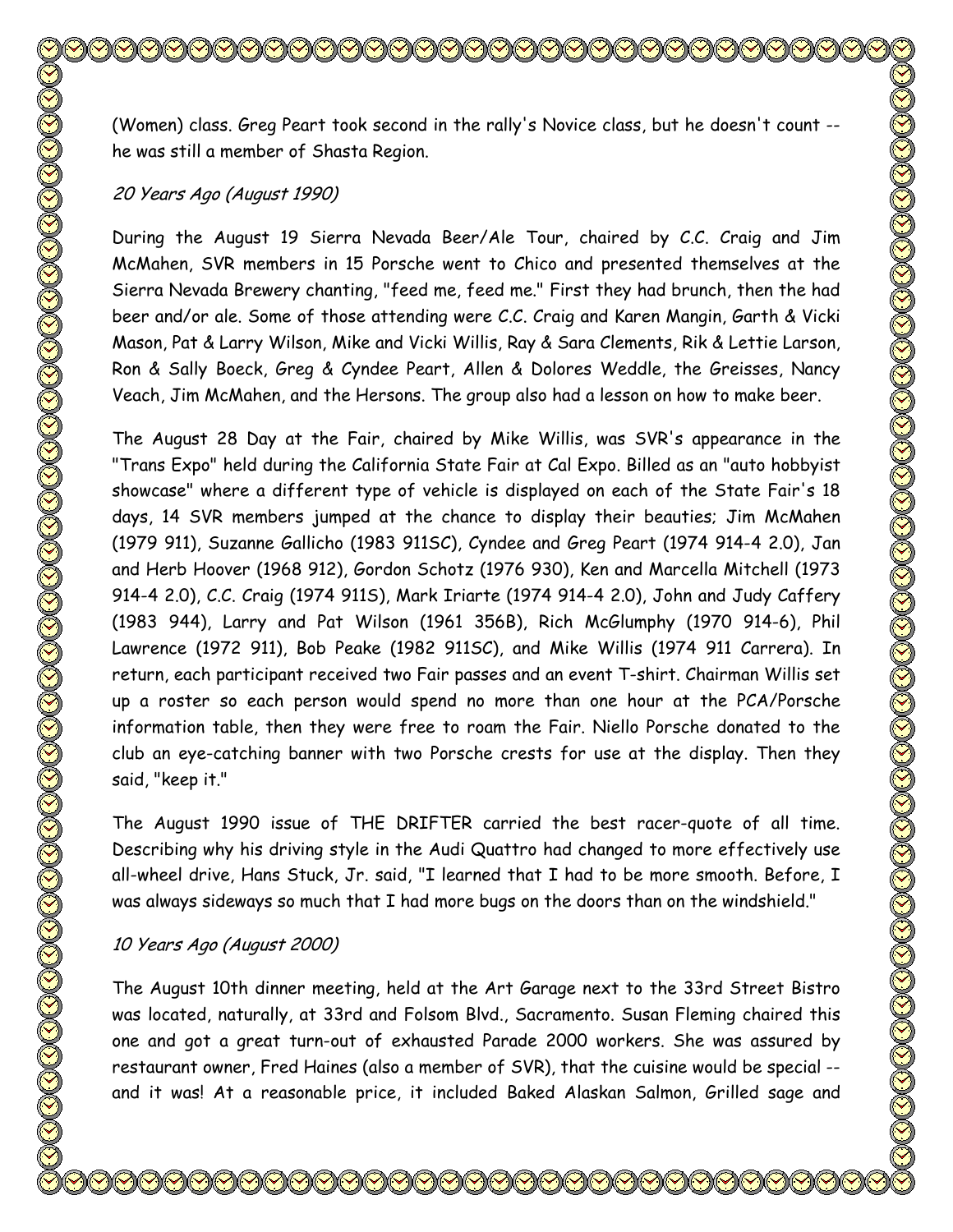(Women) class. Greg Peart took second in the rally's Novice class, but he doesn't count -- he was still a member of Shasta Region.

*20 Years Ago (August 1990)*

During the August 19 Sierra Nevada Beer/Ale Tour, chaired by C.C. Craig and Jim McMahen, SVR members in 15 Porsche went to Chico and presented themselves at the Sierra Nevada Brewery chanting, "feed me, feed me." First they had brunch, then the had beer and/or ale. Some of those attending were C.C. Craig and Karen Mangin, Garth & Vicki Mason, Pat & Larry Wilson, Mike and Vicki Willis, Ray & Sara Clements, Rik & Lettie Larson, Ron & Sally Boeck, Greg & Cyndee Peart, Allen & Dolores Weddle, the Greisses, Nancy Veach, Jim McMahen, and the Hersons. The group also had a lesson on how to make beer.

The August 28 Day at the Fair, chaired by Mike Willis, was SVR's appearance in the "Trans Expo" held during the California State Fair at Cal Expo. Billed as an "auto hobbyist showcase" where a different type of vehicle is displayed on each of the State Fair's 18 days, 14 SVR members jumped at the chance to display their beauties; Jim McMahen (1979 911), Suzanne Gallicho (1983 911SC), Cyndee and Greg Peart (1974 914-4 2.0), Jan and Herb Hoover (1968 912), Gordon Schotz (1976 930), Ken and Marcella Mitchell (1973 914-4 2.0), C.C. Craig (1974 911S), Mark Iriarte (1974 914-4 2.0), John and Judy Caffery (1983 944), Larry and Pat Wilson (1961 356B), Rich McGlumphy (1970 914-6), Phil Lawrence (1972 911), Bob Peake (1982 911SC), and Mike Willis (1974 911 Carrera). In return, each participant received two Fair passes and an event T-shirt. Chairman Willis set up a roster so each person would spend no more than one hour at the PCA/Porsche information table, then they were free to roam the Fair. Niello Porsche donated to the club an eye-catching banner with two Porsche crests for use at the display. Then they said, "keep it."

The August 1990 issue of THE DRIFTER carried the best racer-quote of all time. Describing why his driving style in the Audi Quattro had changed to more effectively use all-wheel drive, Hans Stuck, Jr. said, "I learned that I had to be more smooth. Before, I was always sideways so much that I had more bugs on the doors than on the windshield."

*10 Years Ago (August 2000)*

The August 10th dinner meeting, held at the Art Garage next to the 33rd Street Bistro was located, naturally, at 33rd and Folsom Blvd., Sacramento. Susan Fleming chaired this one and got a great turn-out of exhausted Parade 2000 workers. She was assured by restaurant owner, Fred Haines (also a member of SVR), that the cuisine would be special -- and it was! At a reasonable price, it included Baked Alaskan Salmon, Grilled sage and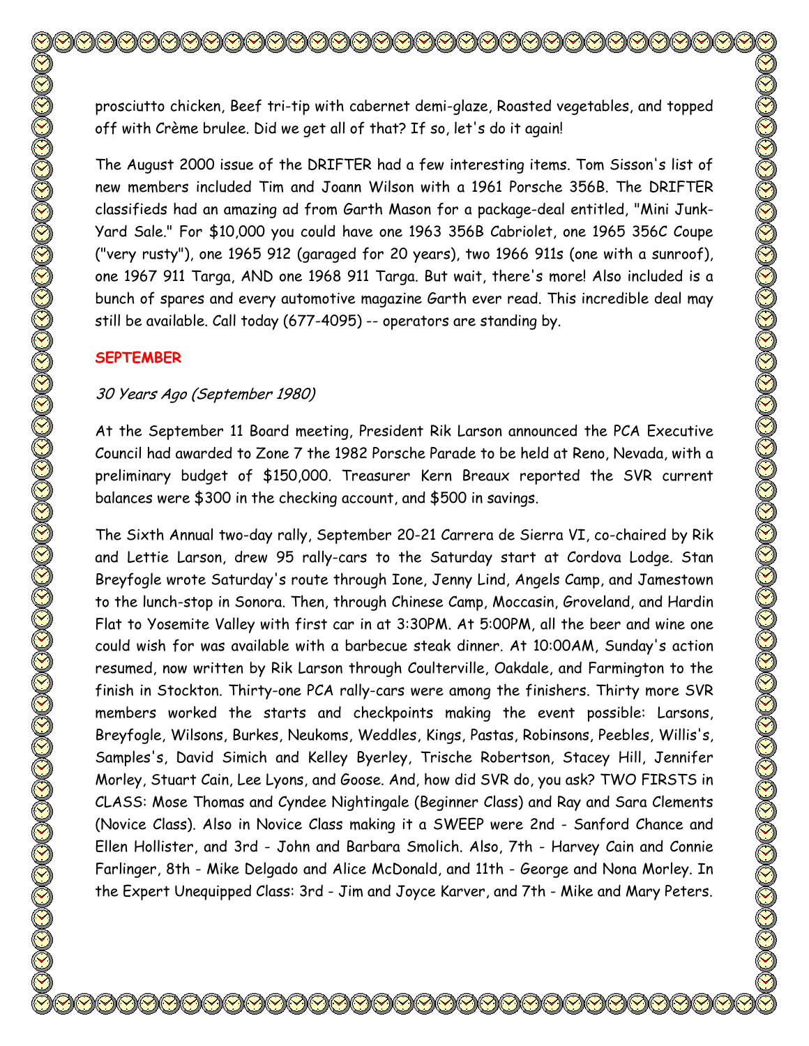prosciutto chicken, Beef tri-tip with cabernet demi-glaze, Roasted vegetables, and topped off with Crème brulee. Did we get all of that? If so, let's do it again!

The August 2000 issue of the DRIFTER had a few interesting items. Tom Sisson's list of new members included Tim and Joann Wilson with a 1961 Porsche 356B. The DRIFTER classifieds had an amazing ad from Garth Mason for a package-deal entitled, "Mini Junk-Yard Sale." For $10,000 you could have one 1963 356B Cabriolet, one 1965 356C Coupe ("very rusty"), one 1965 912 (garaged for 20 years), two 1966 911s (one with a sunroof), one 1967 911 Targa, AND one 1968 911 Targa. But wait, there's more! Also included is a bunch of spares and every automotive magazine Garth ever read. This incredible deal may still be available. Call today (677-4095) -- operators are standing by.

## SEPTEMBER

*30 Years Ago (September 1980)*

At the September 11 Board meeting, President Rik Larson announced the PCA Executive Council had awarded to Zone 7 the 1982 Porsche Parade to be held at Reno, Nevada, with a preliminary budget of $150,000. Treasurer Kern Breaux reported the SVR current balances were $300 in the checking account, and $500 in savings.

The Sixth Annual two-day rally, September 20-21 Carrera de Sierra VI, co-chaired by Rik and Lettie Larson, drew 95 rally-cars to the Saturday start at Cordova Lodge. Stan Breyfogle wrote Saturday's route through Ione, Jenny Lind, Angels Camp, and Jamestown to the lunch-stop in Sonora. Then, through Chinese Camp, Moccasin, Groveland, and Hardin Flat to Yosemite Valley with first car in at 3:30PM. At 5:00PM, all the beer and wine one could wish for was available with a barbecue steak dinner. At 10:00AM, Sunday's action resumed, now written by Rik Larson through Coulterville, Oakdale, and Farmington to the finish in Stockton. Thirty-one PCA rally-cars were among the finishers. Thirty more SVR members worked the starts and checkpoints making the event possible: Larsons, Breyfogle, Wilsons, Burkes, Neukoms, Weddles, Kings, Pastas, Robinsons, Peebles, Willis's, Samples's, David Simich and Kelley Byerley, Trische Robertson, Stacey Hill, Jennifer Morley, Stuart Cain, Lee Lyons, and Goose. And, how did SVR do, you ask? TWO FIRSTS in CLASS: Mose Thomas and Cyndee Nightingale (Beginner Class) and Ray and Sara Clements (Novice Class). Also in Novice Class making it a SWEEP were 2nd - Sanford Chance and Ellen Hollister, and 3rd - John and Barbara Smolich. Also, 7th - Harvey Cain and Connie Farlinger, 8th - Mike Delgado and Alice McDonald, and 11th - George and Nona Morley. In the Expert Unequipped Class: 3rd - Jim and Joyce Karver, and 7th - Mike and Mary Peters.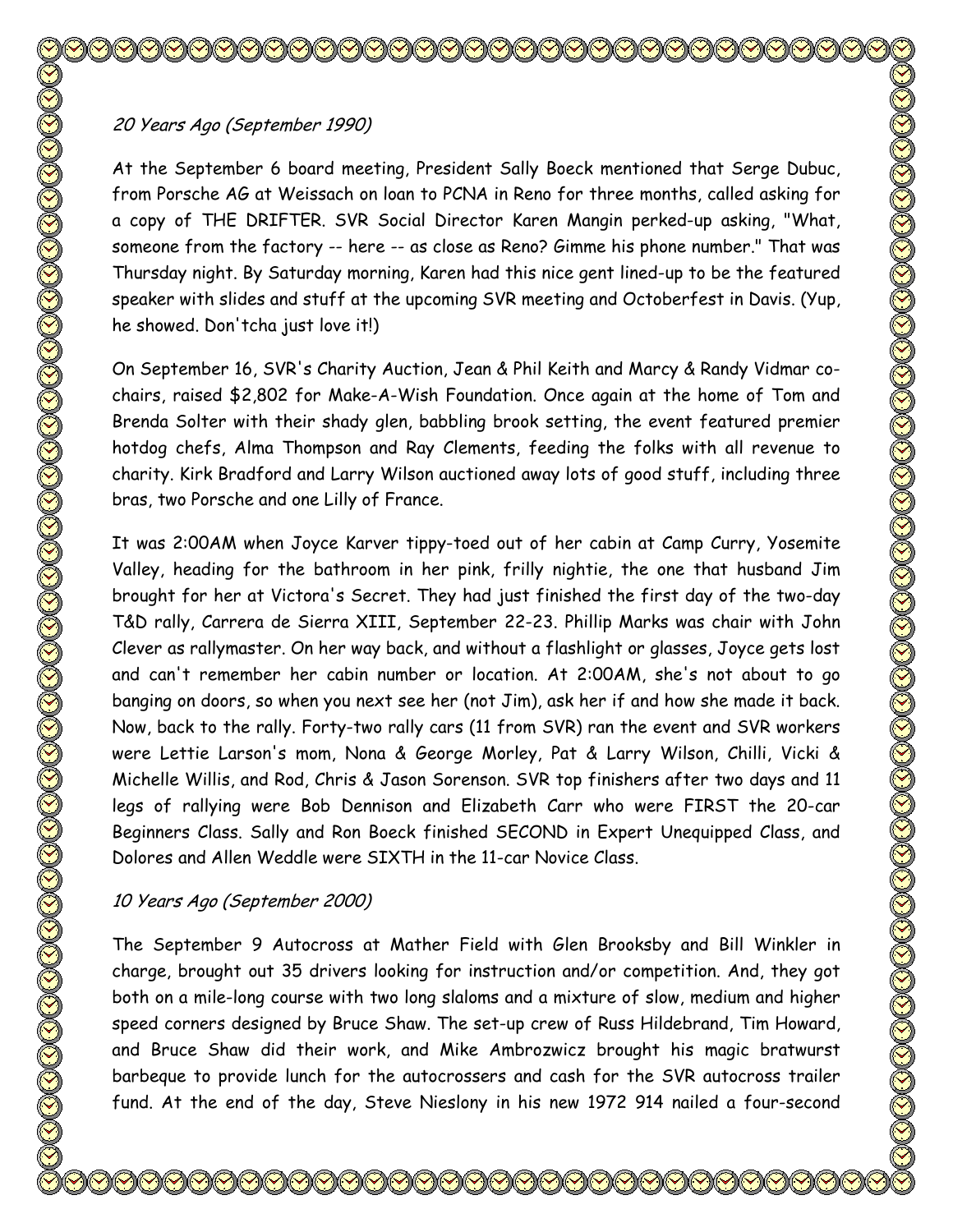*20 Years Ago (September 1990)*

At the September 6 board meeting, President Sally Boeck mentioned that Serge Dubuc, from Porsche AG at Weissach on loan to PCNA in Reno for three months, called asking for a copy of THE DRIFTER. SVR Social Director Karen Mangin perked-up asking, "What, someone from the factory -- here -- as close as Reno? Gimme his phone number." That was Thursday night. By Saturday morning, Karen had this nice gent lined-up to be the featured speaker with slides and stuff at the upcoming SVR meeting and Octoberfest in Davis. (Yup, he showed. Don'tcha just love it!)

On September 16, SVR's Charity Auction, Jean & Phil Keith and Marcy & Randy Vidmar co-chairs, raised $2,802 for Make-A-Wish Foundation. Once again at the home of Tom and Brenda Solter with their shady glen, babbling brook setting, the event featured premier hotdog chefs, Alma Thompson and Ray Clements, feeding the folks with all revenue to charity. Kirk Bradford and Larry Wilson auctioned away lots of good stuff, including three bras, two Porsche and one Lilly of France.

It was 2:00AM when Joyce Karver tippy-toed out of her cabin at Camp Curry, Yosemite Valley, heading for the bathroom in her pink, frilly nightie, the one that husband Jim brought for her at Victora's Secret. They had just finished the first day of the two-day T&D rally, Carrera de Sierra XIII, September 22-23. Phillip Marks was chair with John Clever as rallymaster. On her way back, and without a flashlight or glasses, Joyce gets lost and can't remember her cabin number or location. At 2:00AM, she's not about to go banging on doors, so when you next see her (not Jim), ask her if and how she made it back. Now, back to the rally. Forty-two rally cars (11 from SVR) ran the event and SVR workers were Lettie Larson's mom, Nona & George Morley, Pat & Larry Wilson, Chilli, Vicki & Michelle Willis, and Rod, Chris & Jason Sorenson. SVR top finishers after two days and 11 legs of rallying were Bob Dennison and Elizabeth Carr who were FIRST the 20-car Beginners Class. Sally and Ron Boeck finished SECOND in Expert Unequipped Class, and Dolores and Allen Weddle were SIXTH in the 11-car Novice Class.

*10 Years Ago (September 2000)*

The September 9 Autocross at Mather Field with Glen Brooksby and Bill Winkler in charge, brought out 35 drivers looking for instruction and/or competition. And, they got both on a mile-long course with two long slaloms and a mixture of slow, medium and higher speed corners designed by Bruce Shaw. The set-up crew of Russ Hildebrand, Tim Howard, and Bruce Shaw did their work, and Mike Ambrozwicz brought his magic bratwurst barbeque to provide lunch for the autocrossers and cash for the SVR autocross trailer fund. At the end of the day, Steve Nieslony in his new 1972 914 nailed a four-second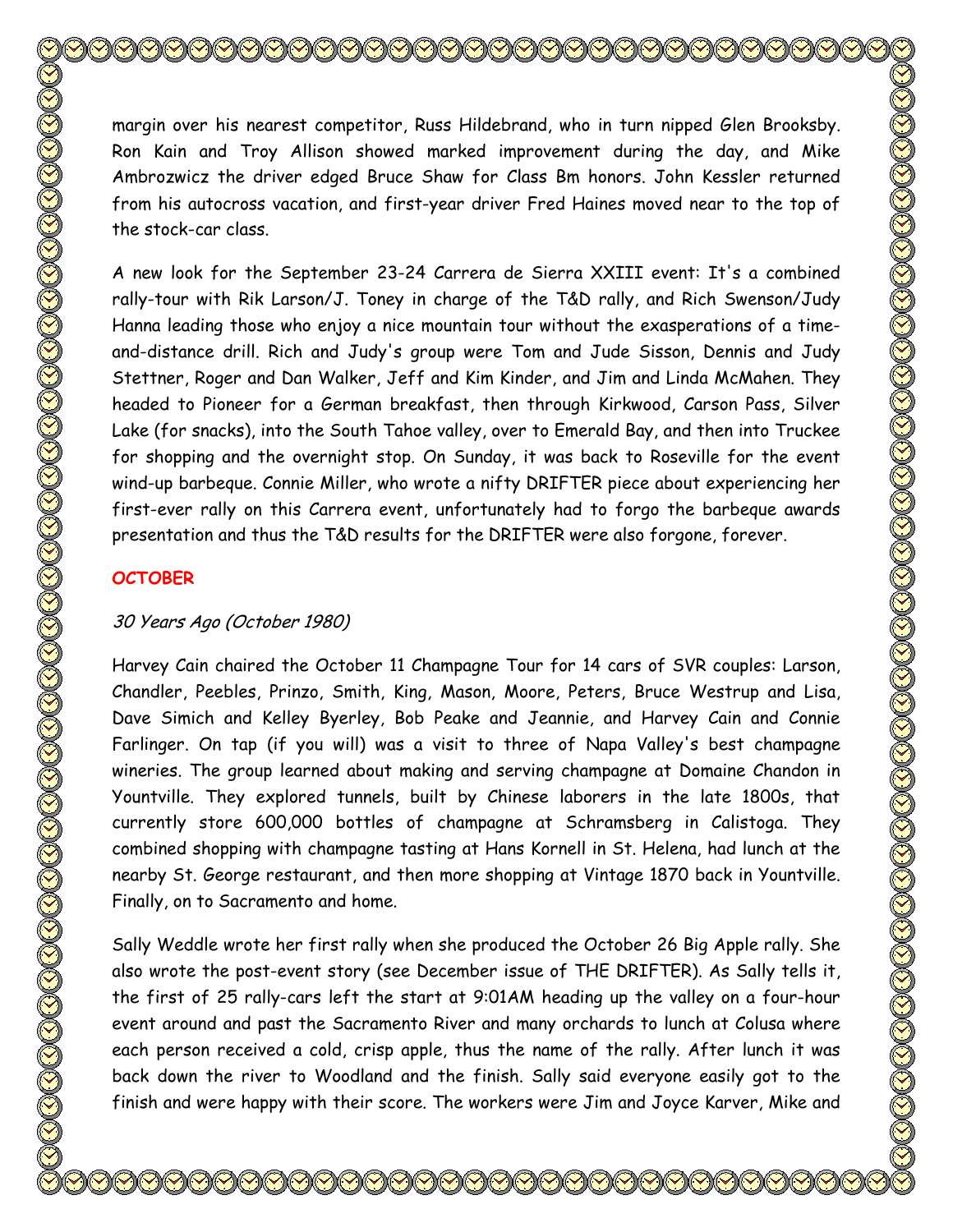margin over his nearest competitor, Russ Hildebrand, who in turn nipped Glen Brooksby. Ron Kain and Troy Allison showed marked improvement during the day, and Mike Ambrozwicz the driver edged Bruce Shaw for Class Bm honors. John Kessler returned from his autocross vacation, and first-year driver Fred Haines moved near to the top of the stock-car class.

A new look for the September 23-24 Carrera de Sierra XXIII event: It's a combined rally-tour with Rik Larson/J. Toney in charge of the T&D rally, and Rich Swenson/Judy Hanna leading those who enjoy a nice mountain tour without the exasperations of a time-and-distance drill. Rich and Judy's group were Tom and Jude Sisson, Dennis and Judy Stettner, Roger and Dan Walker, Jeff and Kim Kinder, and Jim and Linda McMahen. They headed to Pioneer for a German breakfast, then through Kirkwood, Carson Pass, Silver Lake (for snacks), into the South Tahoe valley, over to Emerald Bay, and then into Truckee for shopping and the overnight stop. On Sunday, it was back to Roseville for the event wind-up barbeque. Connie Miller, who wrote a nifty DRIFTER piece about experiencing her first-ever rally on this Carrera event, unfortunately had to forgo the barbeque awards presentation and thus the T&D results for the DRIFTER were also forgone, forever.

## OCTOBER

*30 Years Ago (October 1980)*

Harvey Cain chaired the October 11 Champagne Tour for 14 cars of SVR couples: Larson, Chandler, Peebles, Prinzo, Smith, King, Mason, Moore, Peters, Bruce Westrup and Lisa, Dave Simich and Kelley Byerley, Bob Peake and Jeannie, and Harvey Cain and Connie Farlinger. On tap (if you will) was a visit to three of Napa Valley's best champagne wineries. The group learned about making and serving champagne at Domaine Chandon in Yountville. They explored tunnels, built by Chinese laborers in the late 1800s, that currently store 600,000 bottles of champagne at Schramsberg in Calistoga. They combined shopping with champagne tasting at Hans Kornell in St. Helena, had lunch at the nearby St. George restaurant, and then more shopping at Vintage 1870 back in Yountville. Finally, on to Sacramento and home.

Sally Weddle wrote her first rally when she produced the October 26 Big Apple rally. She also wrote the post-event story (see December issue of THE DRIFTER). As Sally tells it, the first of 25 rally-cars left the start at 9:01AM heading up the valley on a four-hour event around and past the Sacramento River and many orchards to lunch at Colusa where each person received a cold, crisp apple, thus the name of the rally. After lunch it was back down the river to Woodland and the finish. Sally said everyone easily got to the finish and were happy with their score. The workers were Jim and Joyce Karver, Mike and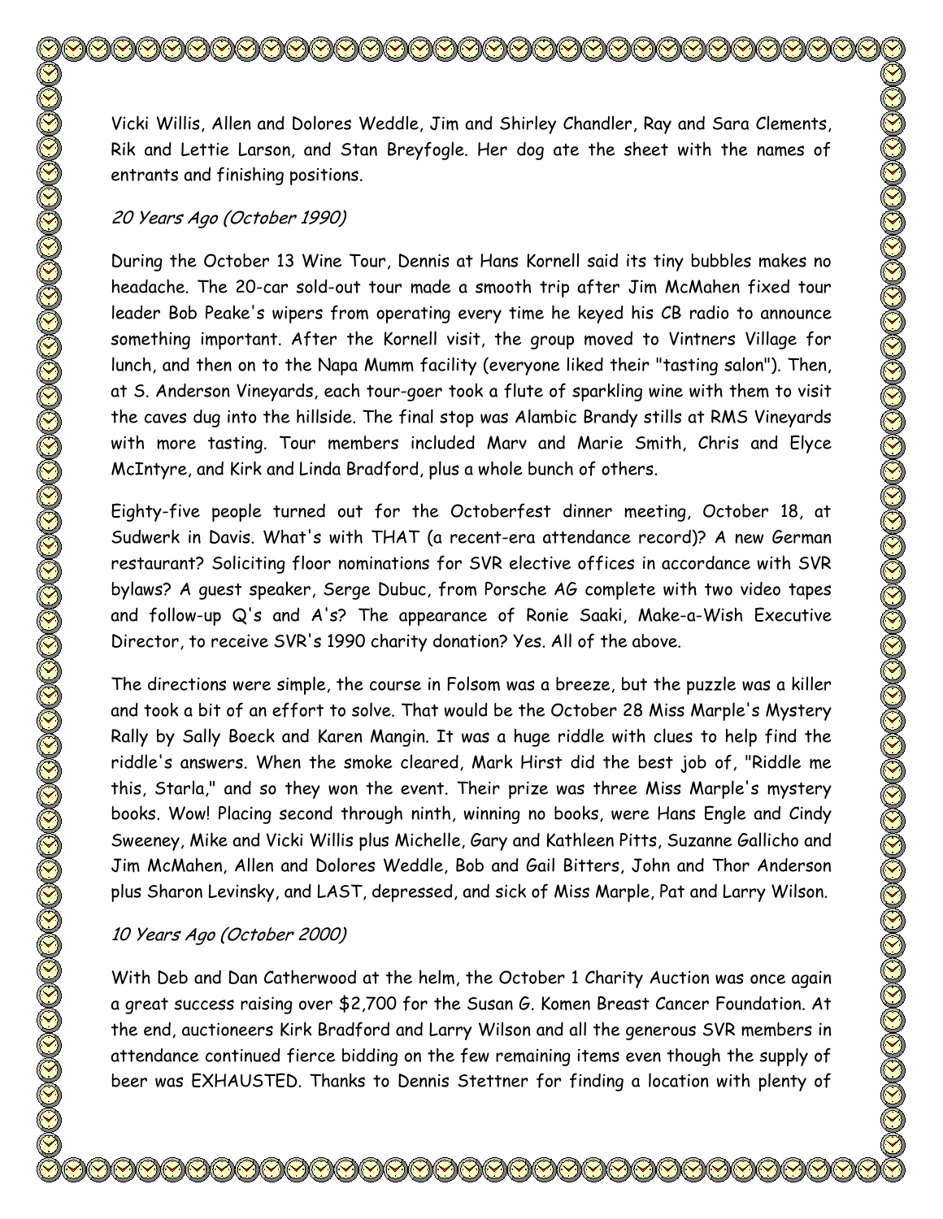Vicki Willis, Allen and Dolores Weddle, Jim and Shirley Chandler, Ray and Sara Clements, Rik and Lettie Larson, and Stan Breyfogle. Her dog ate the sheet with the names of entrants and finishing positions.

*20 Years Ago (October 1990)*

During the October 13 Wine Tour, Dennis at Hans Kornell said its tiny bubbles makes no headache. The 20-car sold-out tour made a smooth trip after Jim McMahen fixed tour leader Bob Peake's wipers from operating every time he keyed his CB radio to announce something important. After the Kornell visit, the group moved to Vintners Village for lunch, and then on to the Napa Mumm facility (everyone liked their "tasting salon"). Then, at S. Anderson Vineyards, each tour-goer took a flute of sparkling wine with them to visit the caves dug into the hillside. The final stop was Alambic Brandy stills at RMS Vineyards with more tasting. Tour members included Marv and Marie Smith, Chris and Elyce McIntyre, and Kirk and Linda Bradford, plus a whole bunch of others.

Eighty-five people turned out for the Octoberfest dinner meeting, October 18, at Sudwerk in Davis. What's with THAT (a recent-era attendance record)? A new German restaurant? Soliciting floor nominations for SVR elective offices in accordance with SVR bylaws? A guest speaker, Serge Dubuc, from Porsche AG complete with two video tapes and follow-up Q's and A's? The appearance of Ronie Saaki, Make-a-Wish Executive Director, to receive SVR's 1990 charity donation? Yes. All of the above.

The directions were simple, the course in Folsom was a breeze, but the puzzle was a killer and took a bit of an effort to solve. That would be the October 28 Miss Marple's Mystery Rally by Sally Boeck and Karen Mangin. It was a huge riddle with clues to help find the riddle's answers. When the smoke cleared, Mark Hirst did the best job of, "Riddle me this, Starla," and so they won the event. Their prize was three Miss Marple's mystery books. Wow! Placing second through ninth, winning no books, were Hans Engle and Cindy Sweeney, Mike and Vicki Willis plus Michelle, Gary and Kathleen Pitts, Suzanne Gallicho and Jim McMahen, Allen and Dolores Weddle, Bob and Gail Bitters, John and Thor Anderson plus Sharon Levinsky, and LAST, depressed, and sick of Miss Marple, Pat and Larry Wilson.

*10 Years Ago (October 2000)*

With Deb and Dan Catherwood at the helm, the October 1 Charity Auction was once again a great success raising over $2,700 for the Susan G. Komen Breast Cancer Foundation. At the end, auctioneers Kirk Bradford and Larry Wilson and all the generous SVR members in attendance continued fierce bidding on the few remaining items even though the supply of beer was EXHAUSTED. Thanks to Dennis Stettner for finding a location with plenty of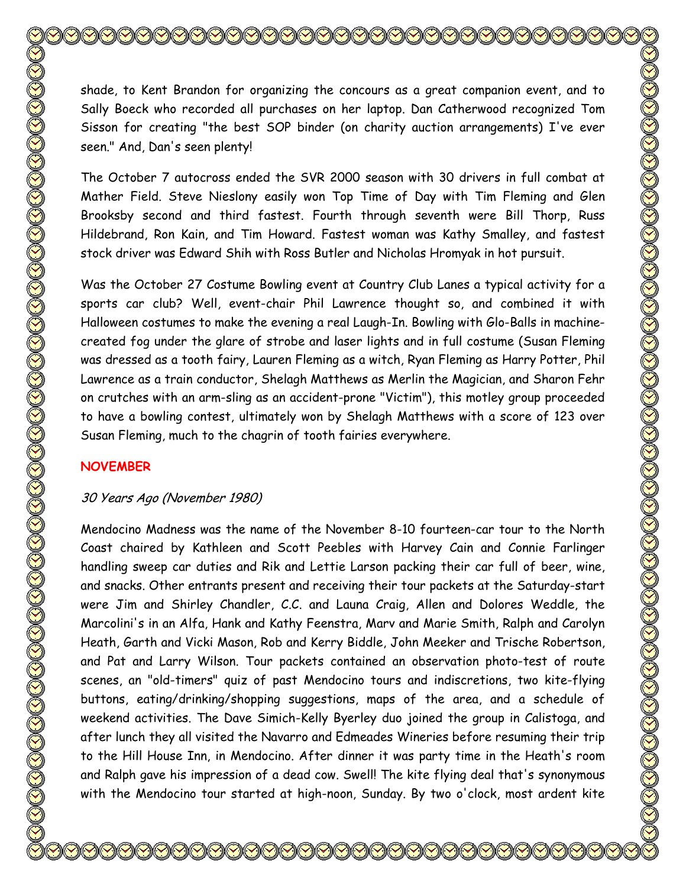shade, to Kent Brandon for organizing the concours as a great companion event, and to Sally Boeck who recorded all purchases on her laptop. Dan Catherwood recognized Tom Sisson for creating "the best SOP binder (on charity auction arrangements) I've ever seen." And, Dan's seen plenty!

The October 7 autocross ended the SVR 2000 season with 30 drivers in full combat at Mather Field. Steve Nieslony easily won Top Time of Day with Tim Fleming and Glen Brooksby second and third fastest. Fourth through seventh were Bill Thorp, Russ Hildebrand, Ron Kain, and Tim Howard. Fastest woman was Kathy Smalley, and fastest stock driver was Edward Shih with Ross Butler and Nicholas Hromyak in hot pursuit.

Was the October 27 Costume Bowling event at Country Club Lanes a typical activity for a sports car club? Well, event-chair Phil Lawrence thought so, and combined it with Halloween costumes to make the evening a real Laugh-In. Bowling with Glo-Balls in machine-created fog under the glare of strobe and laser lights and in full costume (Susan Fleming was dressed as a tooth fairy, Lauren Fleming as a witch, Ryan Fleming as Harry Potter, Phil Lawrence as a train conductor, Shelagh Matthews as Merlin the Magician, and Sharon Fehr on crutches with an arm-sling as an accident-prone "Victim"), this motley group proceeded to have a bowling contest, ultimately won by Shelagh Matthews with a score of 123 over Susan Fleming, much to the chagrin of tooth fairies everywhere.

## NOVEMBER

*30 Years Ago (November 1980)*

Mendocino Madness was the name of the November 8-10 fourteen-car tour to the North Coast chaired by Kathleen and Scott Peebles with Harvey Cain and Connie Farlinger handling sweep car duties and Rik and Lettie Larson packing their car full of beer, wine, and snacks. Other entrants present and receiving their tour packets at the Saturday-start were Jim and Shirley Chandler, C.C. and Launa Craig, Allen and Dolores Weddle, the Marcolini's in an Alfa, Hank and Kathy Feenstra, Marv and Marie Smith, Ralph and Carolyn Heath, Garth and Vicki Mason, Rob and Kerry Biddle, John Meeker and Trische Robertson, and Pat and Larry Wilson. Tour packets contained an observation photo-test of route scenes, an "old-timers" quiz of past Mendocino tours and indiscretions, two kite-flying buttons, eating/drinking/shopping suggestions, maps of the area, and a schedule of weekend activities. The Dave Simich-Kelly Byerley duo joined the group in Calistoga, and after lunch they all visited the Navarro and Edmeades Wineries before resuming their trip to the Hill House Inn, in Mendocino. After dinner it was party time in the Heath's room and Ralph gave his impression of a dead cow. Swell! The kite flying deal that's synonymous with the Mendocino tour started at high-noon, Sunday. By two o'clock, most ardent kite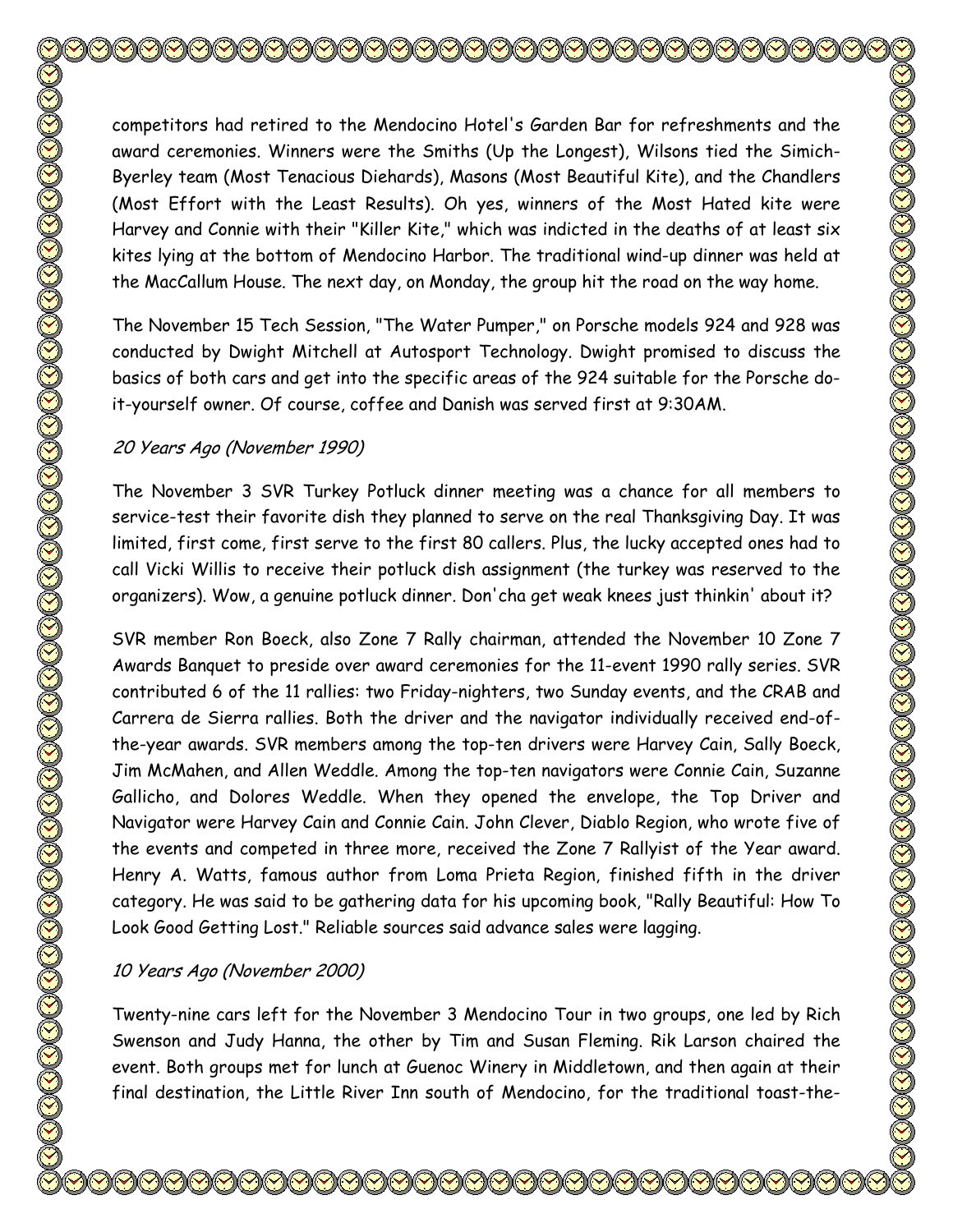competitors had retired to the Mendocino Hotel's Garden Bar for refreshments and the award ceremonies. Winners were the Smiths (Up the Longest), Wilsons tied the Simich-Byerley team (Most Tenacious Diehards), Masons (Most Beautiful Kite), and the Chandlers (Most Effort with the Least Results). Oh yes, winners of the Most Hated kite were Harvey and Connie with their "Killer Kite," which was indicted in the deaths of at least six kites lying at the bottom of Mendocino Harbor. The traditional wind-up dinner was held at the MacCallum House. The next day, on Monday, the group hit the road on the way home.

The November 15 Tech Session, "The Water Pumper," on Porsche models 924 and 928 was conducted by Dwight Mitchell at Autosport Technology. Dwight promised to discuss the basics of both cars and get into the specific areas of the 924 suitable for the Porsche do-it-yourself owner. Of course, coffee and Danish was served first at 9:30AM.

*20 Years Ago (November 1990)*

The November 3 SVR Turkey Potluck dinner meeting was a chance for all members to service-test their favorite dish they planned to serve on the real Thanksgiving Day. It was limited, first come, first serve to the first 80 callers. Plus, the lucky accepted ones had to call Vicki Willis to receive their potluck dish assignment (the turkey was reserved to the organizers). Wow, a genuine potluck dinner. Don'cha get weak knees just thinkin' about it?

SVR member Ron Boeck, also Zone 7 Rally chairman, attended the November 10 Zone 7 Awards Banquet to preside over award ceremonies for the 11-event 1990 rally series. SVR contributed 6 of the 11 rallies: two Friday-nighters, two Sunday events, and the CRAB and Carrera de Sierra rallies. Both the driver and the navigator individually received end-of-the-year awards. SVR members among the top-ten drivers were Harvey Cain, Sally Boeck, Jim McMahen, and Allen Weddle. Among the top-ten navigators were Connie Cain, Suzanne Gallicho, and Dolores Weddle. When they opened the envelope, the Top Driver and Navigator were Harvey Cain and Connie Cain. John Clever, Diablo Region, who wrote five of the events and competed in three more, received the Zone 7 Rallyist of the Year award. Henry A. Watts, famous author from Loma Prieta Region, finished fifth in the driver category. He was said to be gathering data for his upcoming book, "Rally Beautiful: How To Look Good Getting Lost." Reliable sources said advance sales were lagging.

*10 Years Ago (November 2000)*

Twenty-nine cars left for the November 3 Mendocino Tour in two groups, one led by Rich Swenson and Judy Hanna, the other by Tim and Susan Fleming. Rik Larson chaired the event. Both groups met for lunch at Guenoc Winery in Middletown, and then again at their final destination, the Little River Inn south of Mendocino, for the traditional toast-the-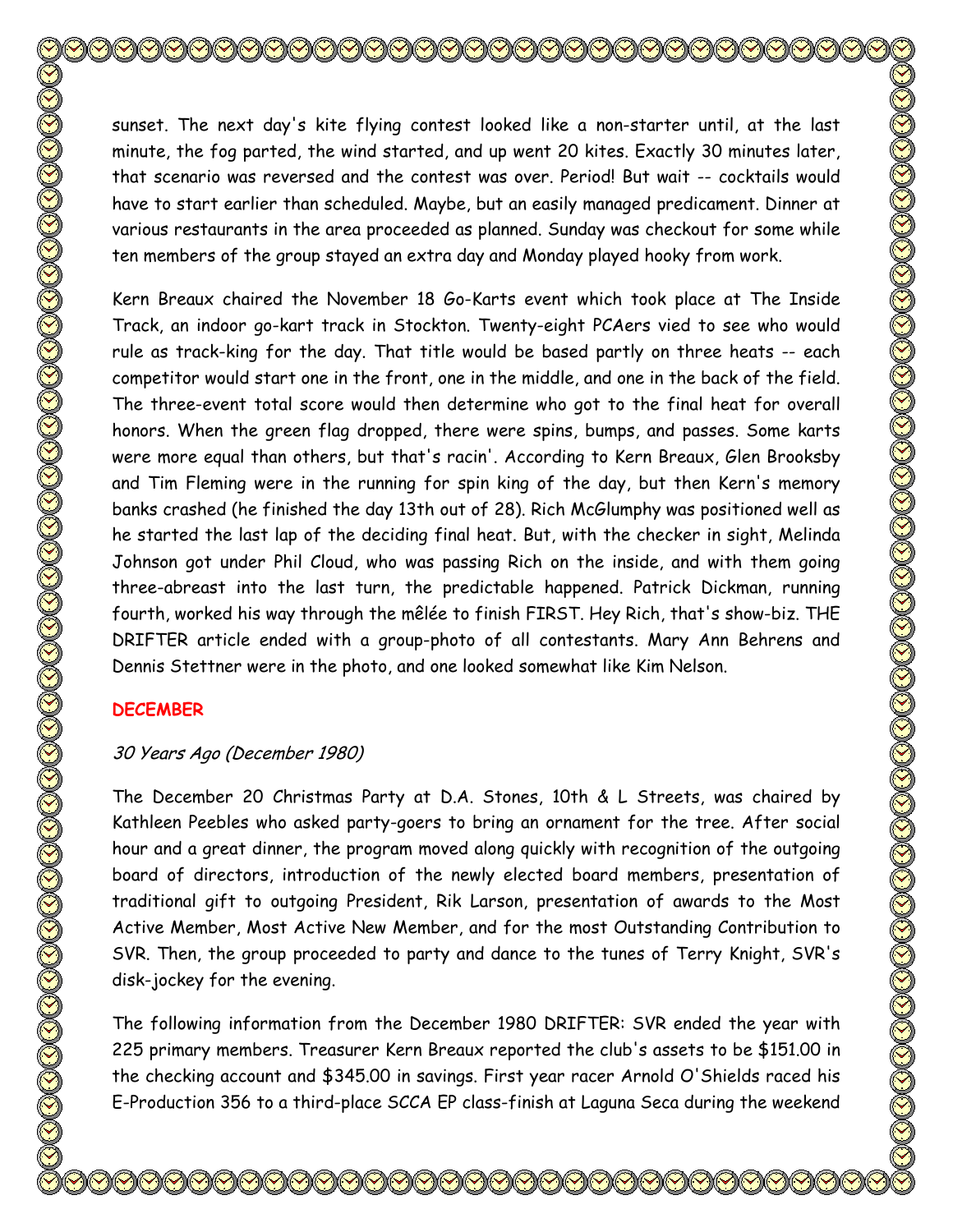sunset. The next day's kite flying contest looked like a non-starter until, at the last minute, the fog parted, the wind started, and up went 20 kites. Exactly 30 minutes later, that scenario was reversed and the contest was over. Period! But wait -- cocktails would have to start earlier than scheduled. Maybe, but an easily managed predicament. Dinner at various restaurants in the area proceeded as planned. Sunday was checkout for some while ten members of the group stayed an extra day and Monday played hooky from work.

Kern Breaux chaired the November 18 Go-Karts event which took place at The Inside Track, an indoor go-kart track in Stockton. Twenty-eight PCAers vied to see who would rule as track-king for the day. That title would be based partly on three heats -- each competitor would start one in the front, one in the middle, and one in the back of the field. The three-event total score would then determine who got to the final heat for overall honors. When the green flag dropped, there were spins, bumps, and passes. Some karts were more equal than others, but that's racin'. According to Kern Breaux, Glen Brooksby and Tim Fleming were in the running for spin king of the day, but then Kern's memory banks crashed (he finished the day 13th out of 28). Rich McGlumphy was positioned well as he started the last lap of the deciding final heat. But, with the checker in sight, Melinda Johnson got under Phil Cloud, who was passing Rich on the inside, and with them going three-abreast into the last turn, the predictable happened. Patrick Dickman, running fourth, worked his way through the mêlée to finish FIRST. Hey Rich, that's show-biz. THE DRIFTER article ended with a group-photo of all contestants. Mary Ann Behrens and Dennis Stettner were in the photo, and one looked somewhat like Kim Nelson.

## DECEMBER

### *30 Years Ago (December 1980)*

The December 20 Christmas Party at D.A. Stones, 10th & L Streets, was chaired by Kathleen Peebles who asked party-goers to bring an ornament for the tree. After social hour and a great dinner, the program moved along quickly with recognition of the outgoing board of directors, introduction of the newly elected board members, presentation of traditional gift to outgoing President, Rik Larson, presentation of awards to the Most Active Member, Most Active New Member, and for the most Outstanding Contribution to SVR. Then, the group proceeded to party and dance to the tunes of Terry Knight, SVR's disk-jockey for the evening.

The following information from the December 1980 DRIFTER: SVR ended the year with 225 primary members. Treasurer Kern Breaux reported the club's assets to be $151.00 in the checking account and $345.00 in savings. First year racer Arnold O'Shields raced his E-Production 356 to a third-place SCCA EP class-finish at Laguna Seca during the weekend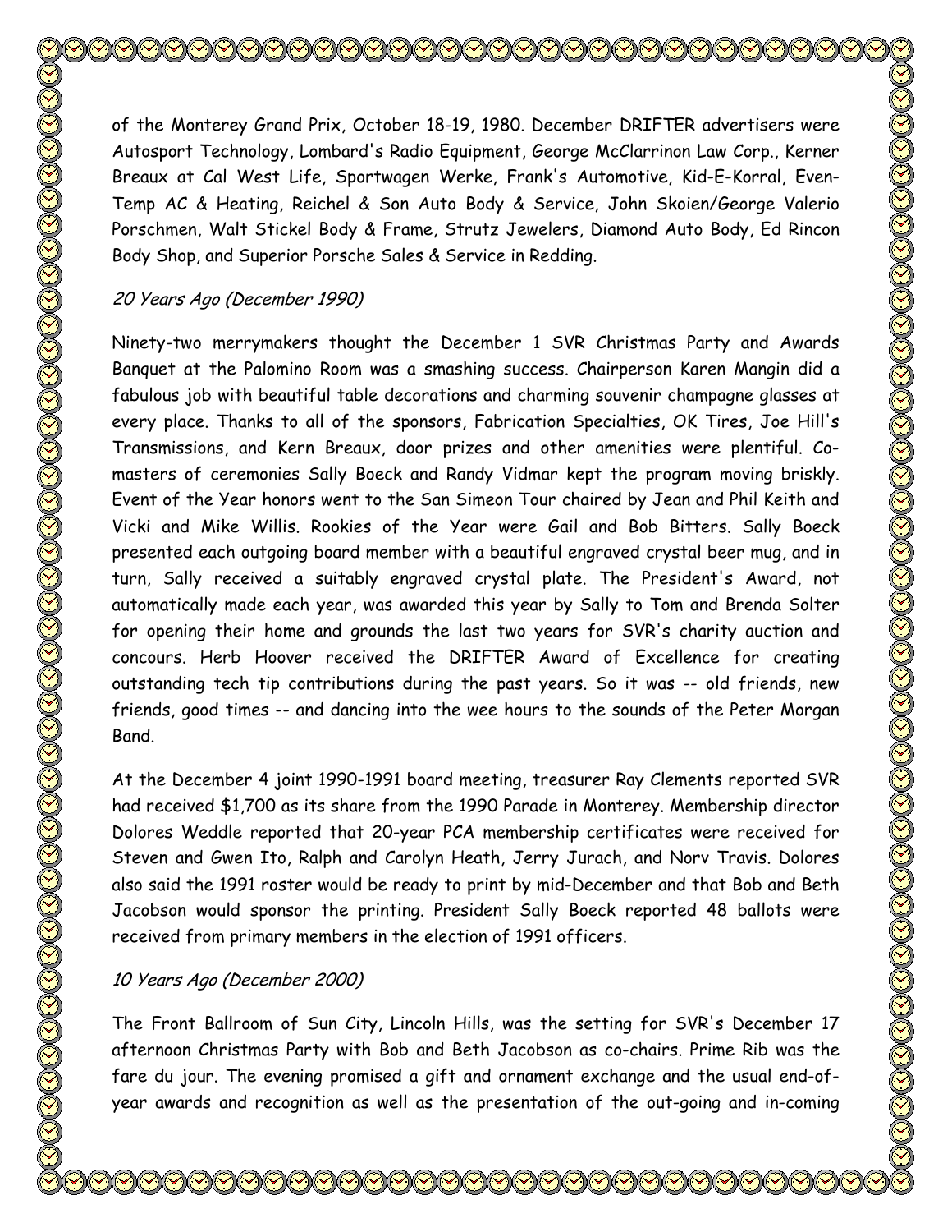of the Monterey Grand Prix, October 18-19, 1980. December DRIFTER advertisers were Autosport Technology, Lombard's Radio Equipment, George McClarrinon Law Corp., Kerner Breaux at Cal West Life, Sportwagen Werke, Frank's Automotive, Kid-E-Korral, Even-Temp AC & Heating, Reichel & Son Auto Body & Service, John Skoien/George Valerio Porschmen, Walt Stickel Body & Frame, Strutz Jewelers, Diamond Auto Body, Ed Rincon Body Shop, and Superior Porsche Sales & Service in Redding.

*20 Years Ago (December 1990)*

Ninety-two merrymakers thought the December 1 SVR Christmas Party and Awards Banquet at the Palomino Room was a smashing success. Chairperson Karen Mangin did a fabulous job with beautiful table decorations and charming souvenir champagne glasses at every place. Thanks to all of the sponsors, Fabrication Specialties, OK Tires, Joe Hill's Transmissions, and Kern Breaux, door prizes and other amenities were plentiful. Co-masters of ceremonies Sally Boeck and Randy Vidmar kept the program moving briskly. Event of the Year honors went to the San Simeon Tour chaired by Jean and Phil Keith and Vicki and Mike Willis. Rookies of the Year were Gail and Bob Bitters. Sally Boeck presented each outgoing board member with a beautiful engraved crystal beer mug, and in turn, Sally received a suitably engraved crystal plate. The President's Award, not automatically made each year, was awarded this year by Sally to Tom and Brenda Solter for opening their home and grounds the last two years for SVR's charity auction and concours. Herb Hoover received the DRIFTER Award of Excellence for creating outstanding tech tip contributions during the past years. So it was -- old friends, new friends, good times -- and dancing into the wee hours to the sounds of the Peter Morgan Band.

At the December 4 joint 1990-1991 board meeting, treasurer Ray Clements reported SVR had received $1,700 as its share from the 1990 Parade in Monterey. Membership director Dolores Weddle reported that 20-year PCA membership certificates were received for Steven and Gwen Ito, Ralph and Carolyn Heath, Jerry Jurach, and Norv Travis. Dolores also said the 1991 roster would be ready to print by mid-December and that Bob and Beth Jacobson would sponsor the printing. President Sally Boeck reported 48 ballots were received from primary members in the election of 1991 officers.

*10 Years Ago (December 2000)*

The Front Ballroom of Sun City, Lincoln Hills, was the setting for SVR's December 17 afternoon Christmas Party with Bob and Beth Jacobson as co-chairs. Prime Rib was the fare du jour. The evening promised a gift and ornament exchange and the usual end-of-year awards and recognition as well as the presentation of the out-going and in-coming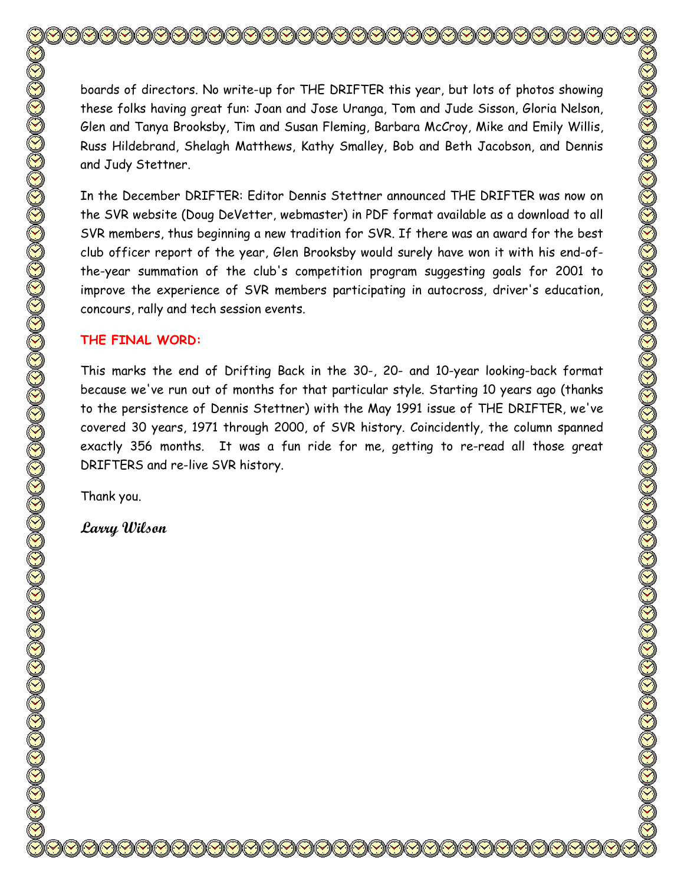boards of directors. No write-up for THE DRIFTER this year, but lots of photos showing these folks having great fun: Joan and Jose Uranga, Tom and Jude Sisson, Gloria Nelson, Glen and Tanya Brooksby, Tim and Susan Fleming, Barbara McCroy, Mike and Emily Willis, Russ Hildebrand, Shelagh Matthews, Kathy Smalley, Bob and Beth Jacobson, and Dennis and Judy Stettner.

In the December DRIFTER: Editor Dennis Stettner announced THE DRIFTER was now on the SVR website (Doug DeVetter, webmaster) in PDF format available as a download to all SVR members, thus beginning a new tradition for SVR. If there was an award for the best club officer report of the year, Glen Brooksby would surely have won it with his end-of-the-year summation of the club's competition program suggesting goals for 2001 to improve the experience of SVR members participating in autocross, driver's education, concours, rally and tech session events.

**THE FINAL WORD:**

This marks the end of Drifting Back in the 30-, 20- and 10-year looking-back format because we've run out of months for that particular style. Starting 10 years ago (thanks to the persistence of Dennis Stettner) with the May 1991 issue of THE DRIFTER, we've covered 30 years, 1971 through 2000, of SVR history. Coincidently, the column spanned exactly 356 months. It was a fun ride for me, getting to re-read all those great DRIFTERS and re-live SVR history.

Thank you.

***Larry Wilson***